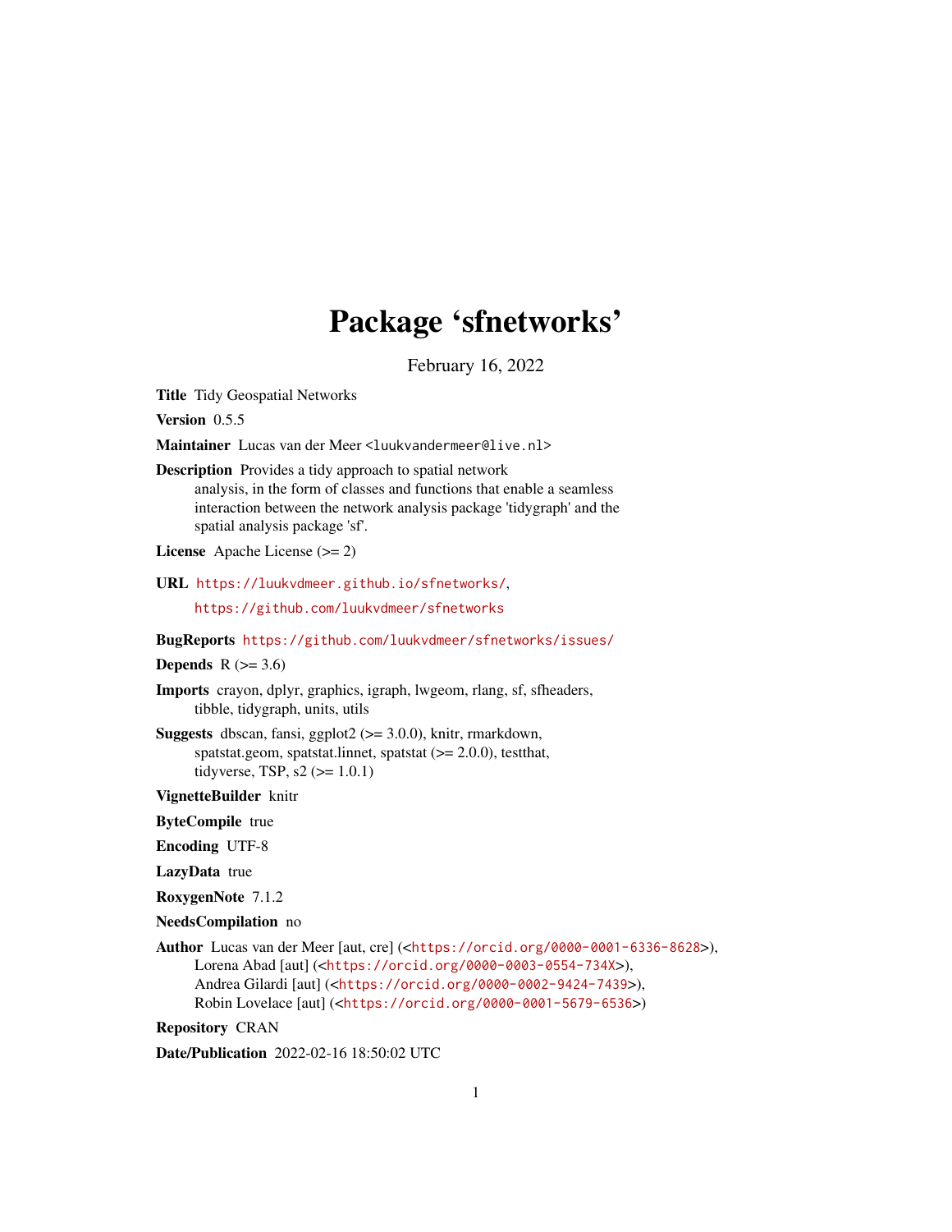# Package 'sfnetworks'

February 16, 2022

**Title** Tidy Geospatial Networks

**Version** 0.5.5

**Maintainer** Lucas van der Meer <luukvandermeer@live.nl>

**Description** Provides a tidy approach to spatial network analysis, in the form of classes and functions that enable a seamless interaction between the network analysis package 'tidygraph' and the spatial analysis package 'sf'.

**License** Apache License (>= 2)

**URL** https://luukvdmeer.github.io/sfnetworks/, https://github.com/luukvdmeer/sfnetworks

**BugReports** https://github.com/luukvdmeer/sfnetworks/issues/

**Depends** R (>= 3.6)

**Imports** crayon, dplyr, graphics, igraph, lwgeom, rlang, sf, sfheaders, tibble, tidygraph, units, utils

**Suggests** dbscan, fansi, ggplot2 (>= 3.0.0), knitr, rmarkdown, spatstat.geom, spatstat.linnet, spatstat (>= 2.0.0), testthat, tidyverse, TSP, s2 (>= 1.0.1)

**VignetteBuilder** knitr

**ByteCompile** true

**Encoding** UTF-8

**LazyData** true

**RoxygenNote** 7.1.2

**NeedsCompilation** no

**Author** Lucas van der Meer [aut, cre] (<https://orcid.org/0000-0001-6336-8628>), Lorena Abad [aut] (<https://orcid.org/0000-0003-0554-734X>), Andrea Gilardi [aut] (<https://orcid.org/0000-0002-9424-7439>), Robin Lovelace [aut] (<https://orcid.org/0000-0001-5679-6536>)

**Repository** CRAN

**Date/Publication** 2022-02-16 18:50:02 UTC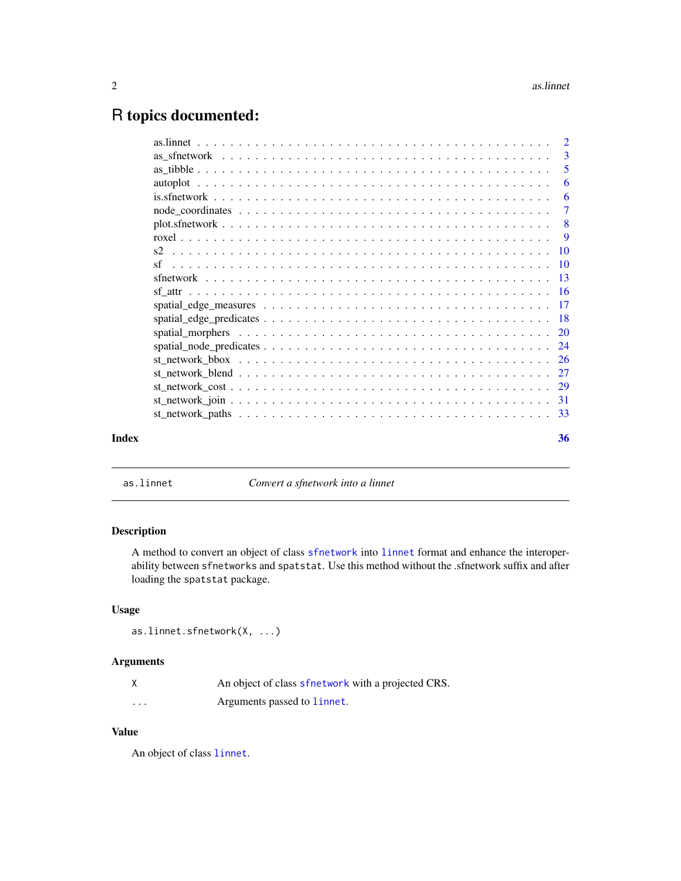# R topics documented:

| | |
|---|---|
| as.linnet | 2 |
| as_sfnetwork | 3 |
| as_tibble | 5 |
| autoplot | 6 |
| is.sfnetwork | 6 |
| node_coordinates | 7 |
| plot.sfnetwork | 8 |
| roxel | 9 |
| s2 | 10 |
| sf | 10 |
| sfnetwork | 13 |
| sf_attr | 16 |
| spatial_edge_measures | 17 |
| spatial_edge_predicates | 18 |
| spatial_morphers | 20 |
| spatial_node_predicates | 24 |
| st_network_bbox | 26 |
| st_network_blend | 27 |
| st_network_cost | 29 |
| st_network_join | 31 |
| st_network_paths | 33 |
| **Index** | **36** |

---

`as.linnet` *Convert a sfnetwork into a linnet*

---

### Description

A method to convert an object of class `sfnetwork` into `linnet` format and enhance the interoperability between `sfnetworks` and `spatstat`. Use this method without the .sfnetwork suffix and after loading the `spatstat` package.

### Usage

```
as.linnet.sfnetwork(X, ...)
```

### Arguments

| | |
|---|---|
| `X` | An object of class `sfnetwork` with a projected CRS. |
| `...` | Arguments passed to `linnet`. |

### Value

An object of class `linnet`.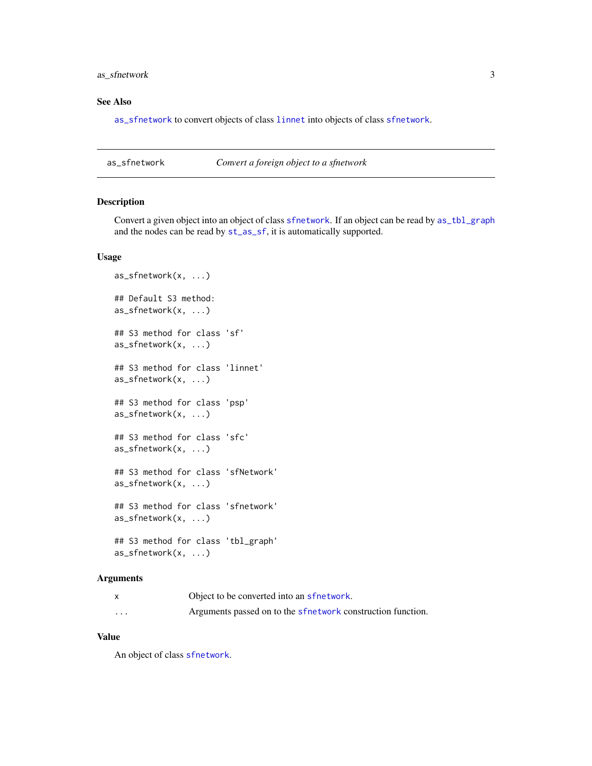## See Also

`as_sfnetwork` to convert objects of class `linnet` into objects of class `sfnetwork`.

---

**as_sfnetwork** — *Convert a foreign object to a sfnetwork*

---

## Description

Convert a given object into an object of class `sfnetwork`. If an object can be read by `as_tbl_graph` and the nodes can be read by `st_as_sf`, it is automatically supported.

## Usage

```
as_sfnetwork(x, ...)

## Default S3 method:
as_sfnetwork(x, ...)

## S3 method for class 'sf'
as_sfnetwork(x, ...)

## S3 method for class 'linnet'
as_sfnetwork(x, ...)

## S3 method for class 'psp'
as_sfnetwork(x, ...)

## S3 method for class 'sfc'
as_sfnetwork(x, ...)

## S3 method for class 'sfNetwork'
as_sfnetwork(x, ...)

## S3 method for class 'sfnetwork'
as_sfnetwork(x, ...)

## S3 method for class 'tbl_graph'
as_sfnetwork(x, ...)
```

## Arguments

| | |
|---|---|
| x | Object to be converted into an `sfnetwork`. |
| ... | Arguments passed on to the `sfnetwork` construction function. |

## Value

An object of class `sfnetwork`.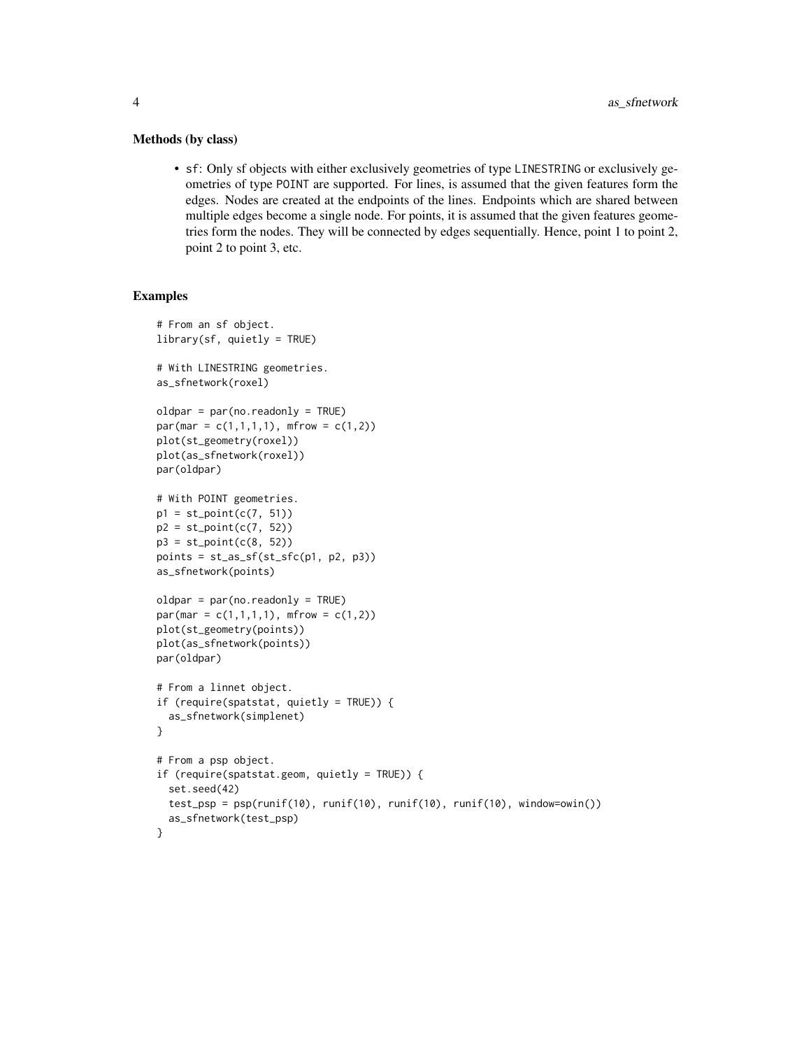### Methods (by class)

- `sf`: Only sf objects with either exclusively geometries of type `LINESTRING` or exclusively geometries of type `POINT` are supported. For lines, is assumed that the given features form the edges. Nodes are created at the endpoints of the lines. Endpoints which are shared between multiple edges become a single node. For points, it is assumed that the given features geometries form the nodes. They will be connected by edges sequentially. Hence, point 1 to point 2, point 2 to point 3, etc.

### Examples

```
# From an sf object.
library(sf, quietly = TRUE)

# With LINESTRING geometries.
as_sfnetwork(roxel)

oldpar = par(no.readonly = TRUE)
par(mar = c(1,1,1,1), mfrow = c(1,2))
plot(st_geometry(roxel))
plot(as_sfnetwork(roxel))
par(oldpar)

# With POINT geometries.
p1 = st_point(c(7, 51))
p2 = st_point(c(7, 52))
p3 = st_point(c(8, 52))
points = st_as_sf(st_sfc(p1, p2, p3))
as_sfnetwork(points)

oldpar = par(no.readonly = TRUE)
par(mar = c(1,1,1,1), mfrow = c(1,2))
plot(st_geometry(points))
plot(as_sfnetwork(points))
par(oldpar)

# From a linnet object.
if (require(spatstat, quietly = TRUE)) {
  as_sfnetwork(simplenet)
}

# From a psp object.
if (require(spatstat.geom, quietly = TRUE)) {
  set.seed(42)
  test_psp = psp(runif(10), runif(10), runif(10), runif(10), window=owin())
  as_sfnetwork(test_psp)
}
```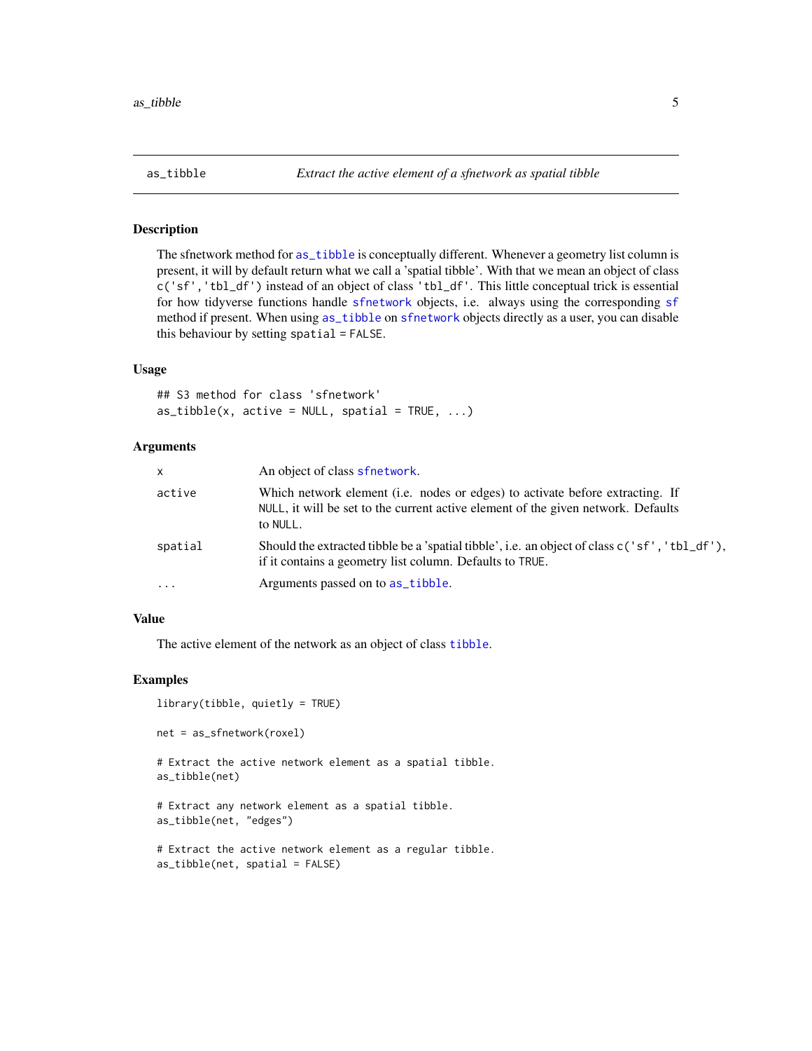## as_tibble — *Extract the active element of a sfnetwork as spatial tibble*

### Description

The sfnetwork method for `as_tibble` is conceptually different. Whenever a geometry list column is present, it will by default return what we call a 'spatial tibble'. With that we mean an object of class `c('sf','tbl_df')` instead of an object of class `'tbl_df'`. This little conceptual trick is essential for how tidyverse functions handle `sfnetwork` objects, i.e. always using the corresponding `sf` method if present. When using `as_tibble` on `sfnetwork` objects directly as a user, you can disable this behaviour by setting `spatial = FALSE`.

### Usage

```
## S3 method for class 'sfnetwork'
as_tibble(x, active = NULL, spatial = TRUE, ...)
```

### Arguments

| | |
|---|---|
| `x` | An object of class `sfnetwork`. |
| `active` | Which network element (i.e. nodes or edges) to activate before extracting. If `NULL`, it will be set to the current active element of the given network. Defaults to `NULL`. |
| `spatial` | Should the extracted tibble be a 'spatial tibble', i.e. an object of class `c('sf','tbl_df')`, if it contains a geometry list column. Defaults to `TRUE`. |
| `...` | Arguments passed on to `as_tibble`. |

### Value

The active element of the network as an object of class `tibble`.

### Examples

```
library(tibble, quietly = TRUE)

net = as_sfnetwork(roxel)

# Extract the active network element as a spatial tibble.
as_tibble(net)

# Extract any network element as a spatial tibble.
as_tibble(net, "edges")

# Extract the active network element as a regular tibble.
as_tibble(net, spatial = FALSE)
```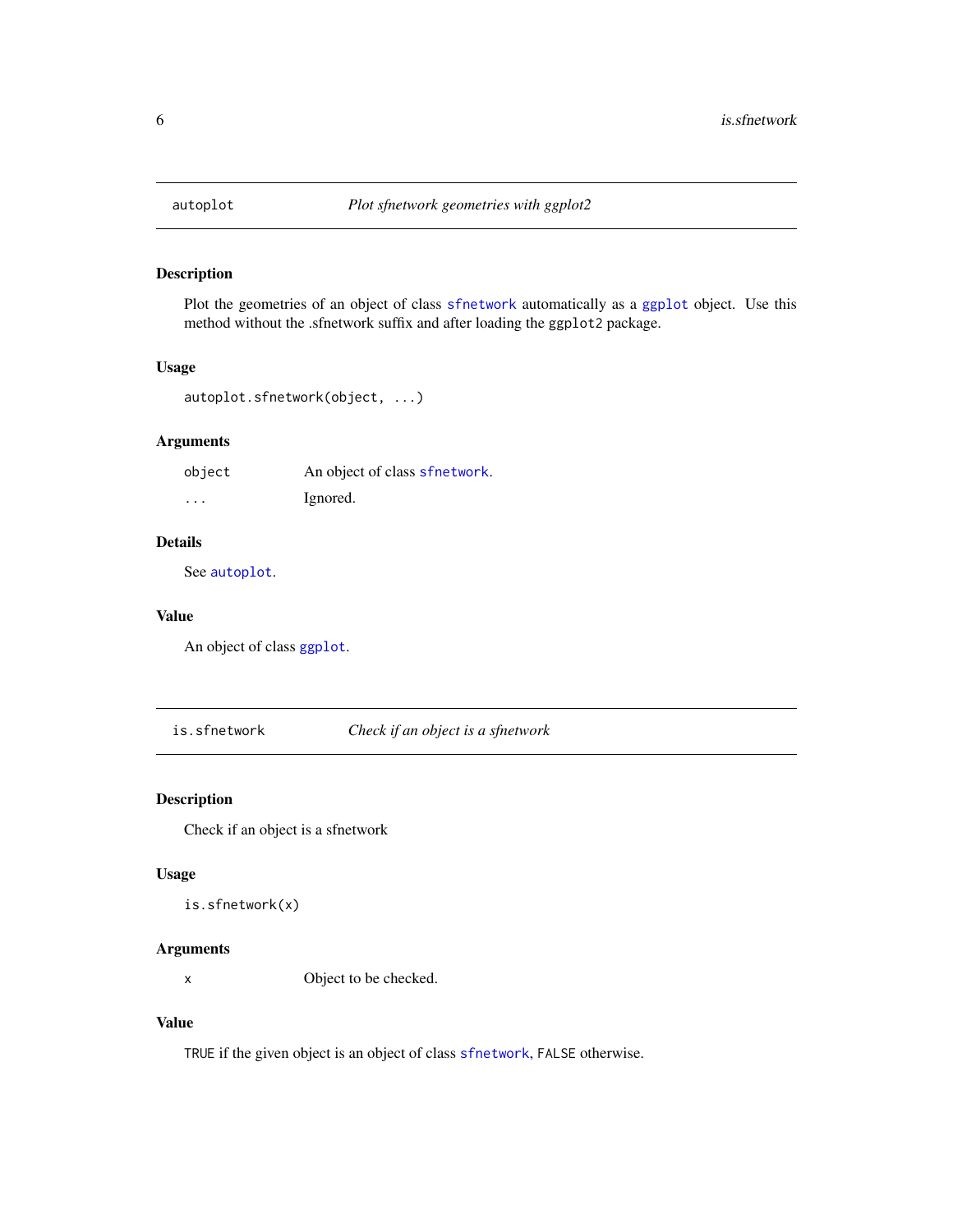## autoplot — *Plot sfnetwork geometries with ggplot2*

### Description

Plot the geometries of an object of class `sfnetwork` automatically as a `ggplot` object. Use this method without the .sfnetwork suffix and after loading the `ggplot2` package.

### Usage

```
autoplot.sfnetwork(object, ...)
```

### Arguments

| | |
|---|---|
| `object` | An object of class `sfnetwork`. |
| `...` | Ignored. |

### Details

See `autoplot`.

### Value

An object of class `ggplot`.

## is.sfnetwork — *Check if an object is a sfnetwork*

### Description

Check if an object is a sfnetwork

### Usage

```
is.sfnetwork(x)
```

### Arguments

| | |
|---|---|
| `x` | Object to be checked. |

### Value

`TRUE` if the given object is an object of class `sfnetwork`, `FALSE` otherwise.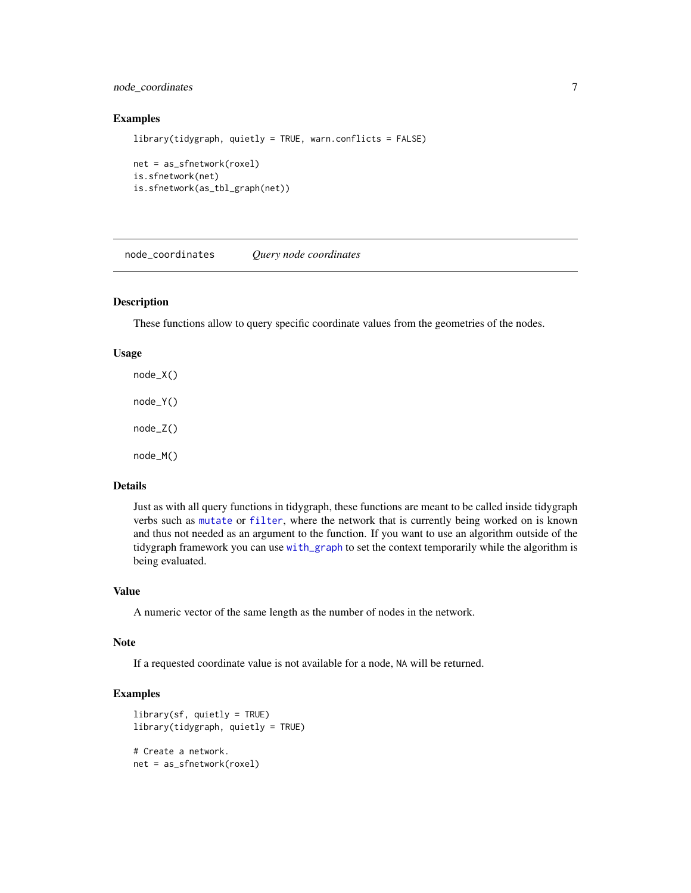### Examples

```
library(tidygraph, quietly = TRUE, warn.conflicts = FALSE)

net = as_sfnetwork(roxel)
is.sfnetwork(net)
is.sfnetwork(as_tbl_graph(net))
```

---

## node_coordinates *Query node coordinates*

---

### Description

These functions allow to query specific coordinate values from the geometries of the nodes.

### Usage

```
node_X()

node_Y()

node_Z()

node_M()
```

### Details

Just as with all query functions in tidygraph, these functions are meant to be called inside tidygraph verbs such as mutate or filter, where the network that is currently being worked on is known and thus not needed as an argument to the function. If you want to use an algorithm outside of the tidygraph framework you can use with_graph to set the context temporarily while the algorithm is being evaluated.

### Value

A numeric vector of the same length as the number of nodes in the network.

### Note

If a requested coordinate value is not available for a node, NA will be returned.

### Examples

```
library(sf, quietly = TRUE)
library(tidygraph, quietly = TRUE)

# Create a network.
net = as_sfnetwork(roxel)
```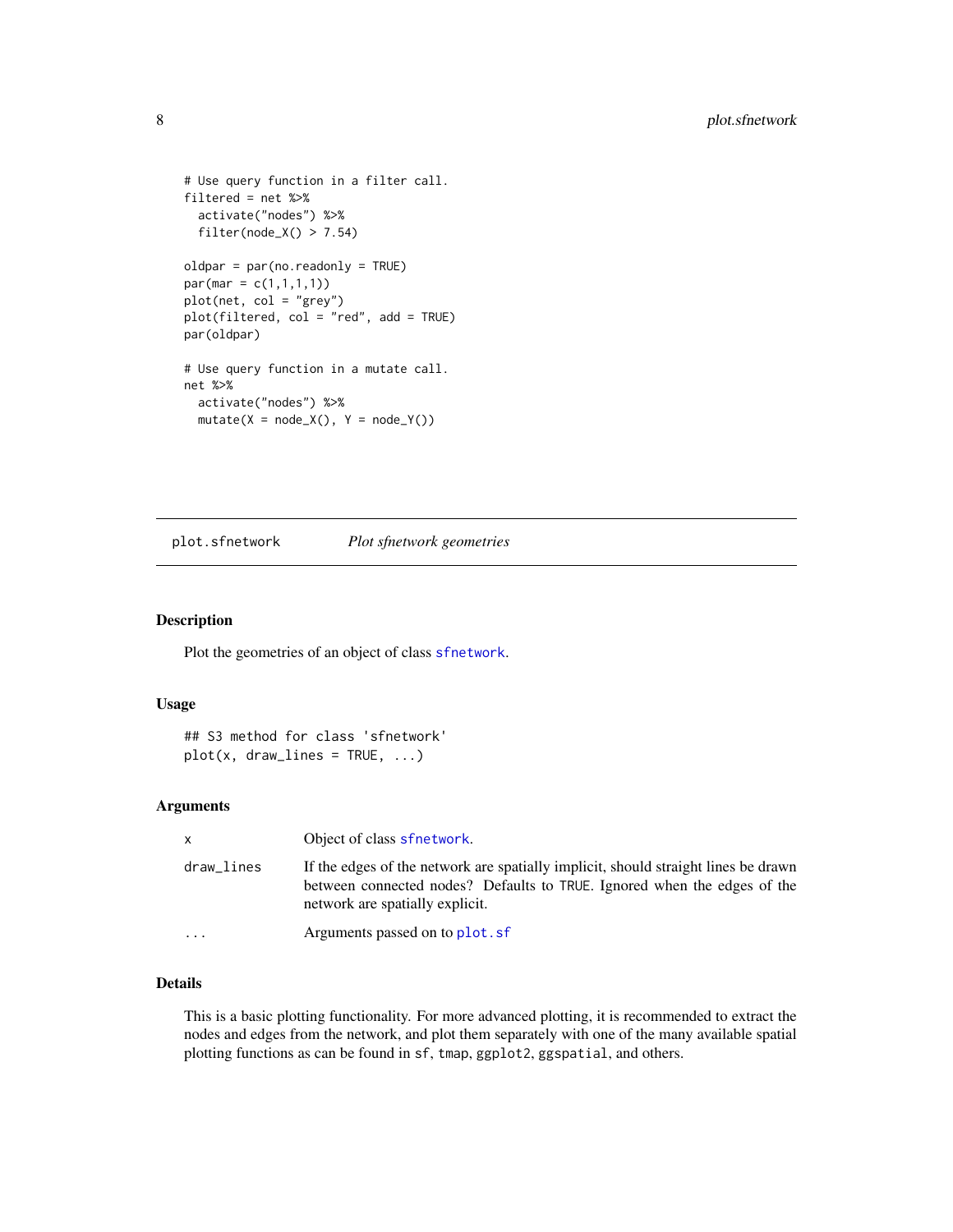```
# Use query function in a filter call.
filtered = net %>%
  activate("nodes") %>%
  filter(node_X() > 7.54)

oldpar = par(no.readonly = TRUE)
par(mar = c(1,1,1,1))
plot(net, col = "grey")
plot(filtered, col = "red", add = TRUE)
par(oldpar)

# Use query function in a mutate call.
net %>%
  activate("nodes") %>%
  mutate(X = node_X(), Y = node_Y())
```

## plot.sfnetwork — *Plot sfnetwork geometries*

### Description

Plot the geometries of an object of class `sfnetwork`.

### Usage

```
## S3 method for class 'sfnetwork'
plot(x, draw_lines = TRUE, ...)
```

### Arguments

| | |
|---|---|
| `x` | Object of class `sfnetwork`. |
| `draw_lines` | If the edges of the network are spatially implicit, should straight lines be drawn between connected nodes? Defaults to `TRUE`. Ignored when the edges of the network are spatially explicit. |
| `...` | Arguments passed on to `plot.sf` |

### Details

This is a basic plotting functionality. For more advanced plotting, it is recommended to extract the nodes and edges from the network, and plot them separately with one of the many available spatial plotting functions as can be found in `sf`, `tmap`, `ggplot2`, `ggspatial`, and others.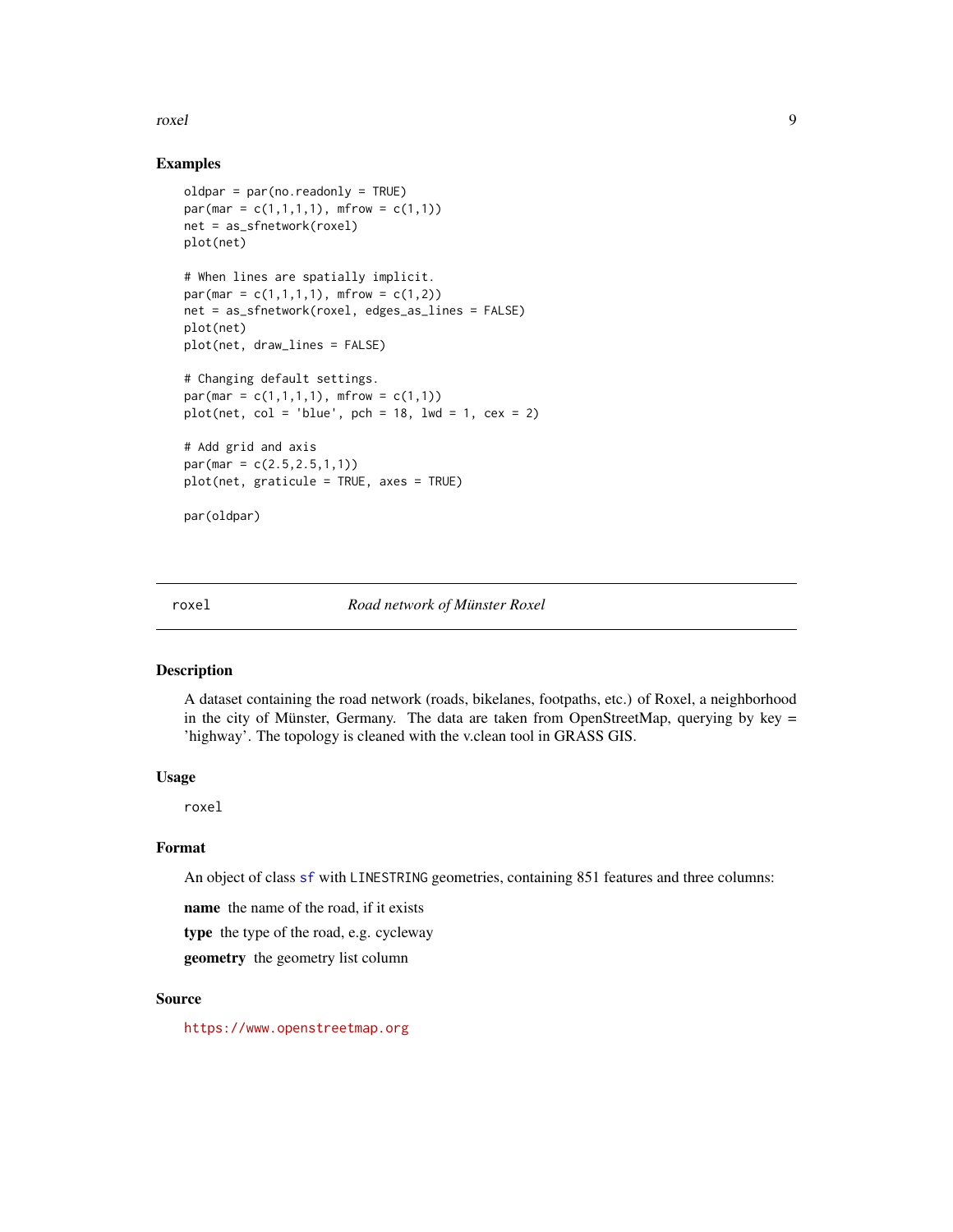### Examples

```
oldpar = par(no.readonly = TRUE)
par(mar = c(1,1,1,1), mfrow = c(1,1))
net = as_sfnetwork(roxel)
plot(net)

# When lines are spatially implicit.
par(mar = c(1,1,1,1), mfrow = c(1,2))
net = as_sfnetwork(roxel, edges_as_lines = FALSE)
plot(net)
plot(net, draw_lines = FALSE)

# Changing default settings.
par(mar = c(1,1,1,1), mfrow = c(1,1))
plot(net, col = 'blue', pch = 18, lwd = 1, cex = 2)

# Add grid and axis
par(mar = c(2.5,2.5,1,1))
plot(net, graticule = TRUE, axes = TRUE)

par(oldpar)
```

---

## roxel *Road network of Münster Roxel*

---

### Description

A dataset containing the road network (roads, bikelanes, footpaths, etc.) of Roxel, a neighborhood in the city of Münster, Germany. The data are taken from OpenStreetMap, querying by key = 'highway'. The topology is cleaned with the v.clean tool in GRASS GIS.

### Usage

```
roxel
```

### Format

An object of class `sf` with `LINESTRING` geometries, containing 851 features and three columns:

**name** the name of the road, if it exists

**type** the type of the road, e.g. cycleway

**geometry** the geometry list column

### Source

https://www.openstreetmap.org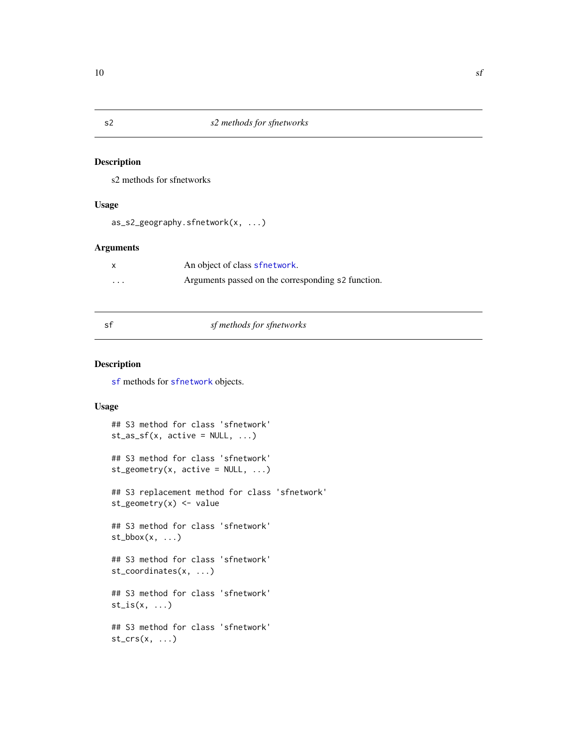## s2 — *s2 methods for sfnetworks*

### Description

s2 methods for sfnetworks

### Usage

```
as_s2_geography.sfnetwork(x, ...)
```

### Arguments

| | |
|---|---|
| x | An object of class sfnetwork. |
| ... | Arguments passed on the corresponding s2 function. |

## sf — *sf methods for sfnetworks*

### Description

sf methods for sfnetwork objects.

### Usage

```
## S3 method for class 'sfnetwork'
st_as_sf(x, active = NULL, ...)

## S3 method for class 'sfnetwork'
st_geometry(x, active = NULL, ...)

## S3 replacement method for class 'sfnetwork'
st_geometry(x) <- value

## S3 method for class 'sfnetwork'
st_bbox(x, ...)

## S3 method for class 'sfnetwork'
st_coordinates(x, ...)

## S3 method for class 'sfnetwork'
st_is(x, ...)

## S3 method for class 'sfnetwork'
st_crs(x, ...)
```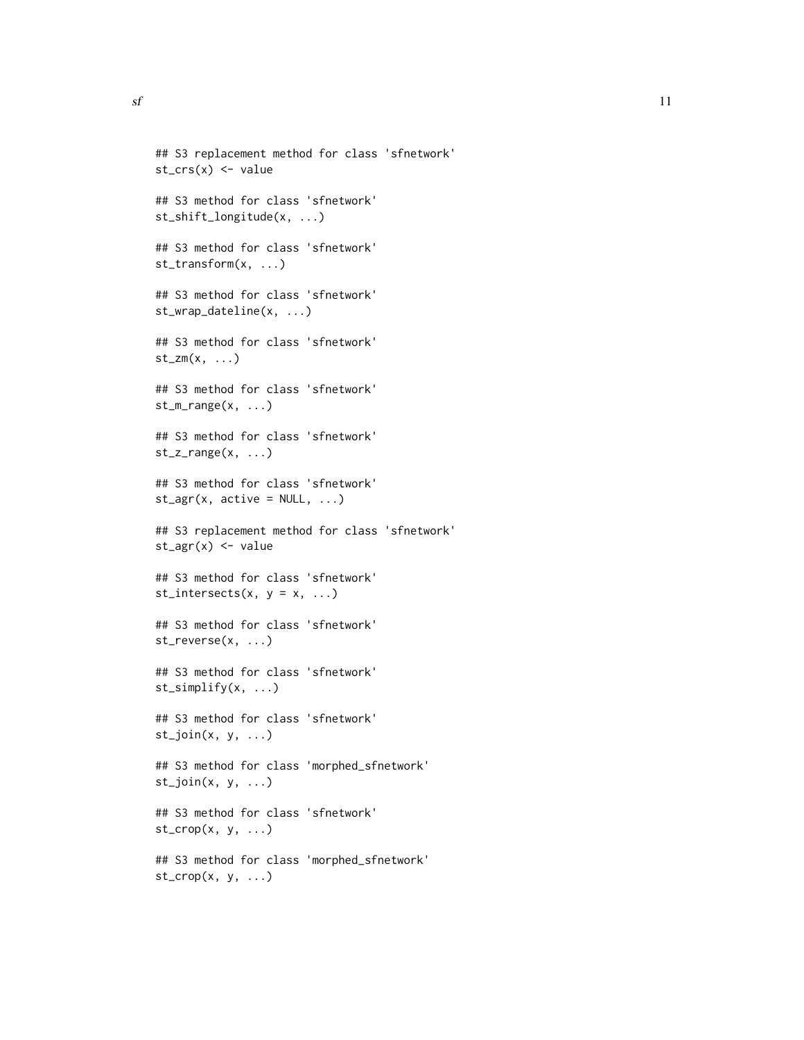```
## S3 replacement method for class 'sfnetwork'
st_crs(x) <- value

## S3 method for class 'sfnetwork'
st_shift_longitude(x, ...)

## S3 method for class 'sfnetwork'
st_transform(x, ...)

## S3 method for class 'sfnetwork'
st_wrap_dateline(x, ...)

## S3 method for class 'sfnetwork'
st_zm(x, ...)

## S3 method for class 'sfnetwork'
st_m_range(x, ...)

## S3 method for class 'sfnetwork'
st_z_range(x, ...)

## S3 method for class 'sfnetwork'
st_agr(x, active = NULL, ...)

## S3 replacement method for class 'sfnetwork'
st_agr(x) <- value

## S3 method for class 'sfnetwork'
st_intersects(x, y = x, ...)

## S3 method for class 'sfnetwork'
st_reverse(x, ...)

## S3 method for class 'sfnetwork'
st_simplify(x, ...)

## S3 method for class 'sfnetwork'
st_join(x, y, ...)

## S3 method for class 'morphed_sfnetwork'
st_join(x, y, ...)

## S3 method for class 'sfnetwork'
st_crop(x, y, ...)

## S3 method for class 'morphed_sfnetwork'
st_crop(x, y, ...)
```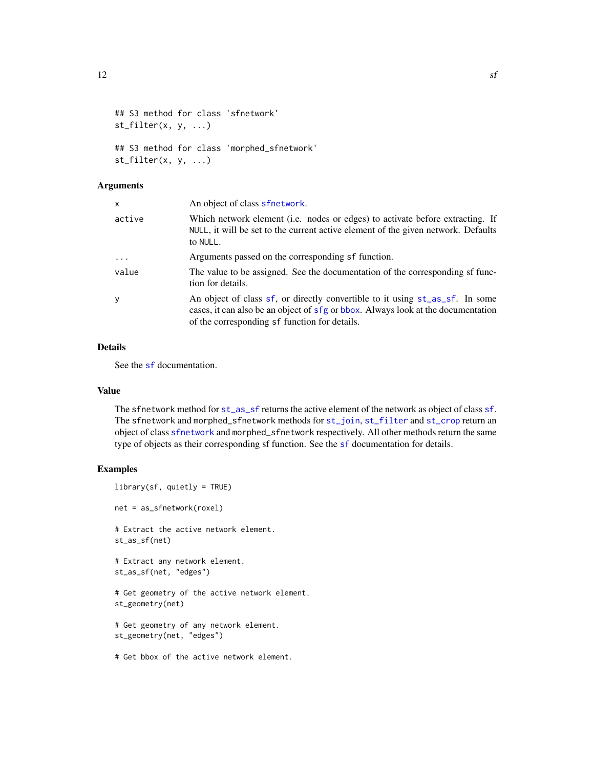```
## S3 method for class 'sfnetwork'
st_filter(x, y, ...)

## S3 method for class 'morphed_sfnetwork'
st_filter(x, y, ...)
```

## Arguments

| | |
|---|---|
| x | An object of class sfnetwork. |
| active | Which network element (i.e. nodes or edges) to activate before extracting. If NULL, it will be set to the current active element of the given network. Defaults to NULL. |
| ... | Arguments passed on the corresponding sf function. |
| value | The value to be assigned. See the documentation of the corresponding sf function for details. |
| y | An object of class sf, or directly convertible to it using st_as_sf. In some cases, it can also be an object of sfg or bbox. Always look at the documentation of the corresponding sf function for details. |

## Details

See the sf documentation.

## Value

The sfnetwork method for st_as_sf returns the active element of the network as object of class sf. The sfnetwork and morphed_sfnetwork methods for st_join, st_filter and st_crop return an object of class sfnetwork and morphed_sfnetwork respectively. All other methods return the same type of objects as their corresponding sf function. See the sf documentation for details.

## Examples

```
library(sf, quietly = TRUE)

net = as_sfnetwork(roxel)

# Extract the active network element.
st_as_sf(net)

# Extract any network element.
st_as_sf(net, "edges")

# Get geometry of the active network element.
st_geometry(net)

# Get geometry of any network element.
st_geometry(net, "edges")

# Get bbox of the active network element.
```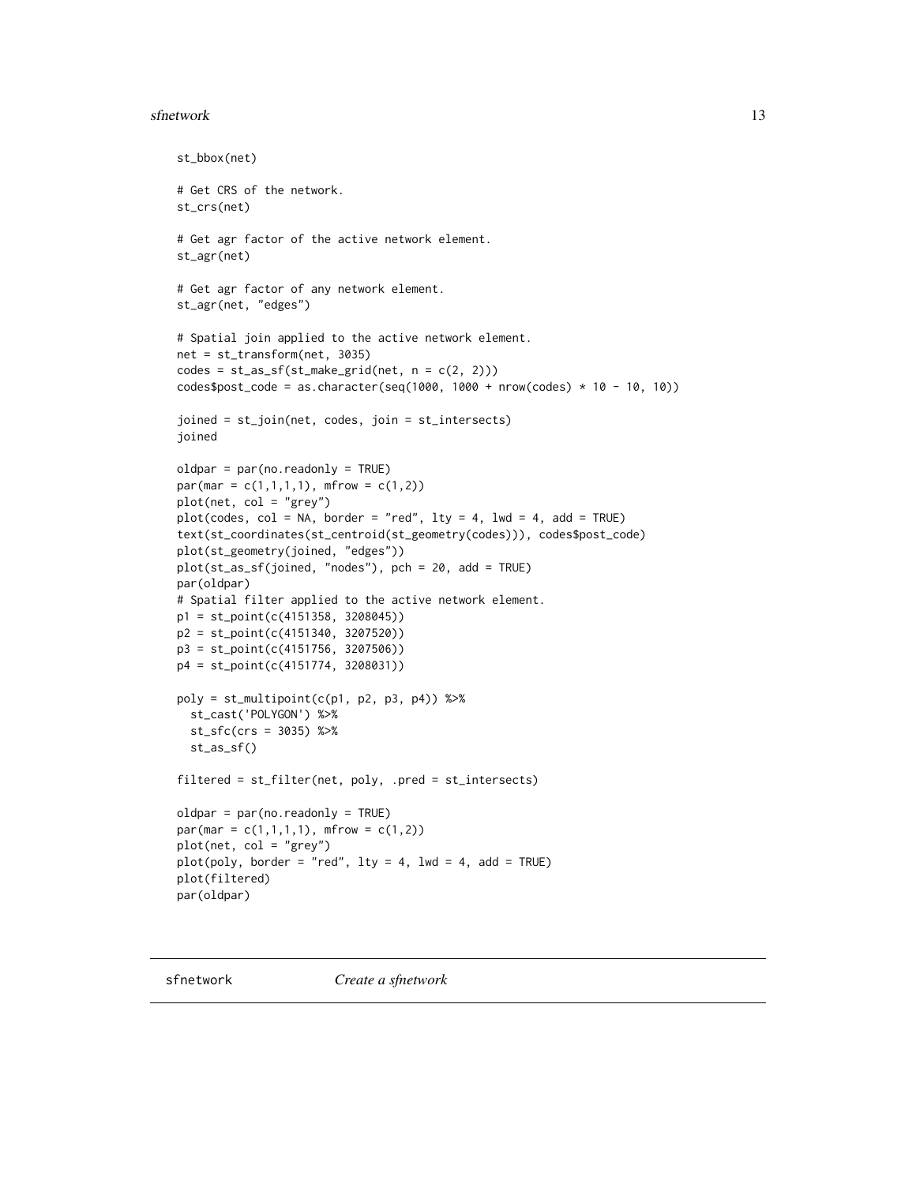```
st_bbox(net)

# Get CRS of the network.
st_crs(net)

# Get agr factor of the active network element.
st_agr(net)

# Get agr factor of any network element.
st_agr(net, "edges")

# Spatial join applied to the active network element.
net = st_transform(net, 3035)
codes = st_as_sf(st_make_grid(net, n = c(2, 2)))
codes$post_code = as.character(seq(1000, 1000 + nrow(codes) * 10 - 10, 10))

joined = st_join(net, codes, join = st_intersects)
joined

oldpar = par(no.readonly = TRUE)
par(mar = c(1,1,1,1), mfrow = c(1,2))
plot(net, col = "grey")
plot(codes, col = NA, border = "red", lty = 4, lwd = 4, add = TRUE)
text(st_coordinates(st_centroid(st_geometry(codes))), codes$post_code)
plot(st_geometry(joined, "edges"))
plot(st_as_sf(joined, "nodes"), pch = 20, add = TRUE)
par(oldpar)
# Spatial filter applied to the active network element.
p1 = st_point(c(4151358, 3208045))
p2 = st_point(c(4151340, 3207520))
p3 = st_point(c(4151756, 3207506))
p4 = st_point(c(4151774, 3208031))

poly = st_multipoint(c(p1, p2, p3, p4)) %>%
  st_cast('POLYGON') %>%
  st_sfc(crs = 3035) %>%
  st_as_sf()

filtered = st_filter(net, poly, .pred = st_intersects)

oldpar = par(no.readonly = TRUE)
par(mar = c(1,1,1,1), mfrow = c(1,2))
plot(net, col = "grey")
plot(poly, border = "red", lty = 4, lwd = 4, add = TRUE)
plot(filtered)
par(oldpar)
```

## sfnetwork    *Create a sfnetwork*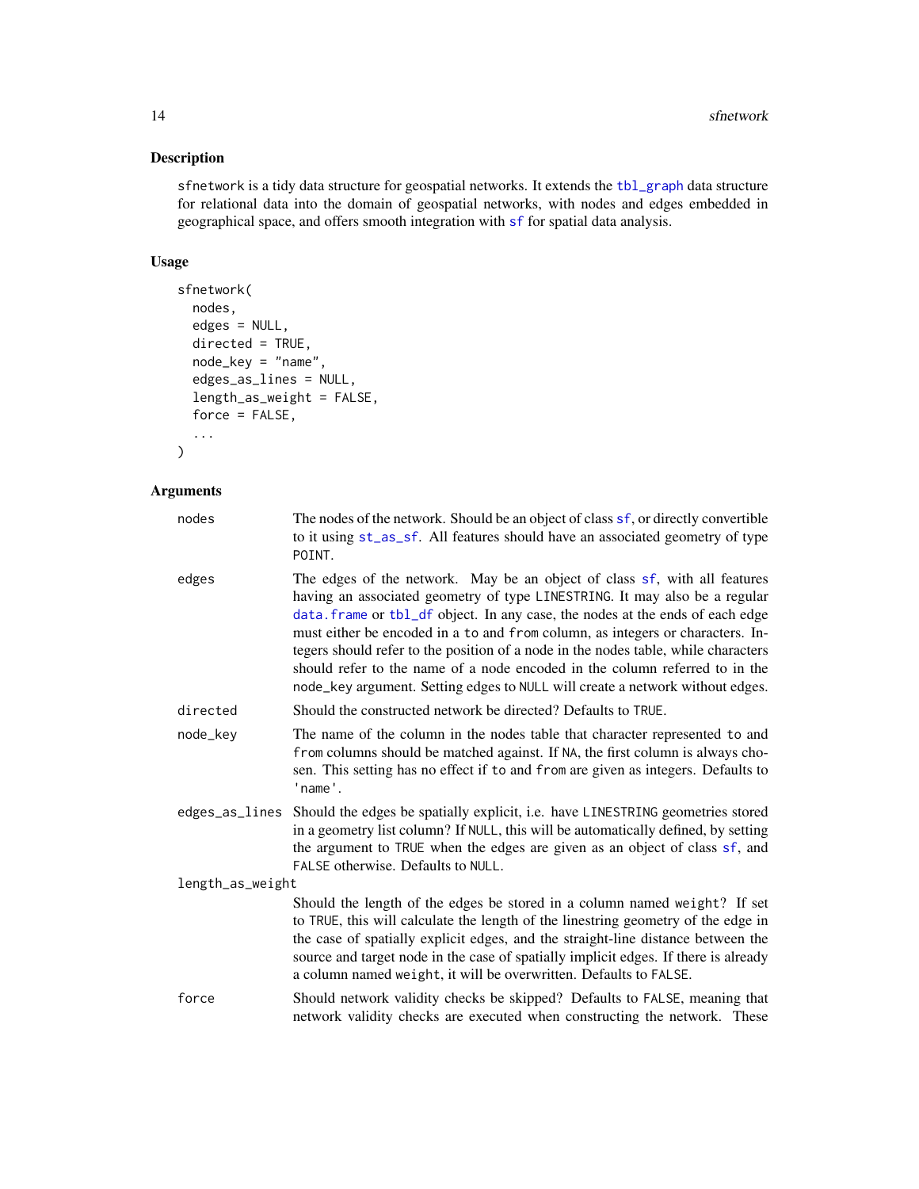## Description

sfnetwork is a tidy data structure for geospatial networks. It extends the tbl_graph data structure for relational data into the domain of geospatial networks, with nodes and edges embedded in geographical space, and offers smooth integration with sf for spatial data analysis.

## Usage

```
sfnetwork(
  nodes,
  edges = NULL,
  directed = TRUE,
  node_key = "name",
  edges_as_lines = NULL,
  length_as_weight = FALSE,
  force = FALSE,
  ...
)
```

## Arguments

**nodes**
: The nodes of the network. Should be an object of class sf, or directly convertible to it using st_as_sf. All features should have an associated geometry of type POINT.

**edges**
: The edges of the network. May be an object of class sf, with all features having an associated geometry of type LINESTRING. It may also be a regular data.frame or tbl_df object. In any case, the nodes at the ends of each edge must either be encoded in a to and from column, as integers or characters. Integers should refer to the position of a node in the nodes table, while characters should refer to the name of a node encoded in the column referred to in the node_key argument. Setting edges to NULL will create a network without edges.

**directed**
: Should the constructed network be directed? Defaults to TRUE.

**node_key**
: The name of the column in the nodes table that character represented to and from columns should be matched against. If NA, the first column is always chosen. This setting has no effect if to and from are given as integers. Defaults to 'name'.

**edges_as_lines**
: Should the edges be spatially explicit, i.e. have LINESTRING geometries stored in a geometry list column? If NULL, this will be automatically defined, by setting the argument to TRUE when the edges are given as an object of class sf, and FALSE otherwise. Defaults to NULL.

**length_as_weight**
: Should the length of the edges be stored in a column named weight? If set to TRUE, this will calculate the length of the linestring geometry of the edge in the case of spatially explicit edges, and the straight-line distance between the source and target node in the case of spatially implicit edges. If there is already a column named weight, it will be overwritten. Defaults to FALSE.

**force**
: Should network validity checks be skipped? Defaults to FALSE, meaning that network validity checks are executed when constructing the network. These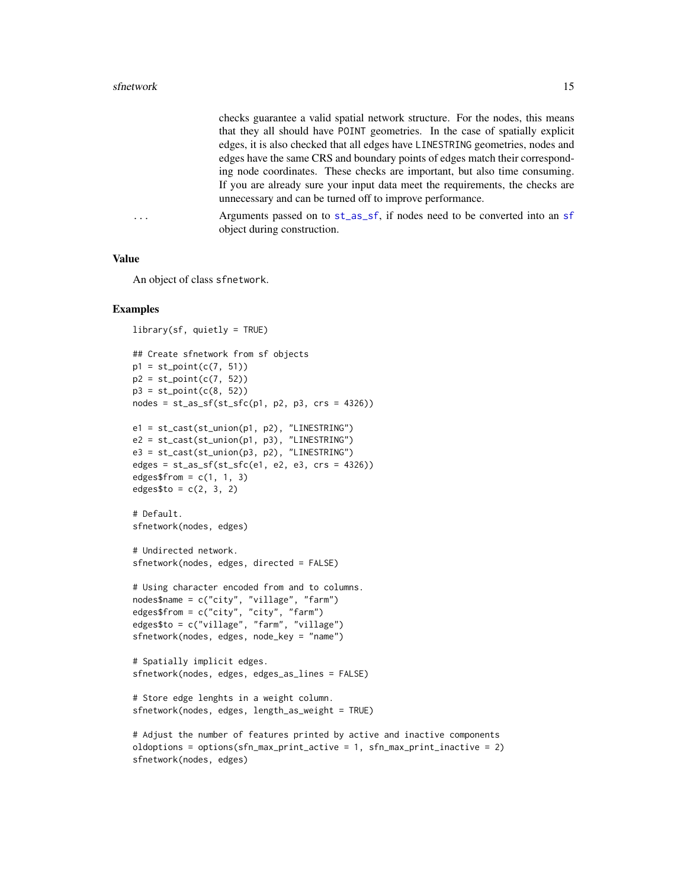checks guarantee a valid spatial network structure. For the nodes, this means that they all should have POINT geometries. In the case of spatially explicit edges, it is also checked that all edges have LINESTRING geometries, nodes and edges have the same CRS and boundary points of edges match their corresponding node coordinates. These checks are important, but also time consuming. If you are already sure your input data meet the requirements, the checks are unnecessary and can be turned off to improve performance.

`...` Arguments passed on to st_as_sf, if nodes need to be converted into an sf object during construction.

## Value

An object of class sfnetwork.

## Examples

```
library(sf, quietly = TRUE)

## Create sfnetwork from sf objects
p1 = st_point(c(7, 51))
p2 = st_point(c(7, 52))
p3 = st_point(c(8, 52))
nodes = st_as_sf(st_sfc(p1, p2, p3, crs = 4326))

e1 = st_cast(st_union(p1, p2), "LINESTRING")
e2 = st_cast(st_union(p1, p3), "LINESTRING")
e3 = st_cast(st_union(p3, p2), "LINESTRING")
edges = st_as_sf(st_sfc(e1, e2, e3, crs = 4326))
edges$from = c(1, 1, 3)
edges$to = c(2, 3, 2)

# Default.
sfnetwork(nodes, edges)

# Undirected network.
sfnetwork(nodes, edges, directed = FALSE)

# Using character encoded from and to columns.
nodes$name = c("city", "village", "farm")
edges$from = c("city", "city", "farm")
edges$to = c("village", "farm", "village")
sfnetwork(nodes, edges, node_key = "name")

# Spatially implicit edges.
sfnetwork(nodes, edges, edges_as_lines = FALSE)

# Store edge lenghts in a weight column.
sfnetwork(nodes, edges, length_as_weight = TRUE)

# Adjust the number of features printed by active and inactive components
oldoptions = options(sfn_max_print_active = 1, sfn_max_print_inactive = 2)
sfnetwork(nodes, edges)
```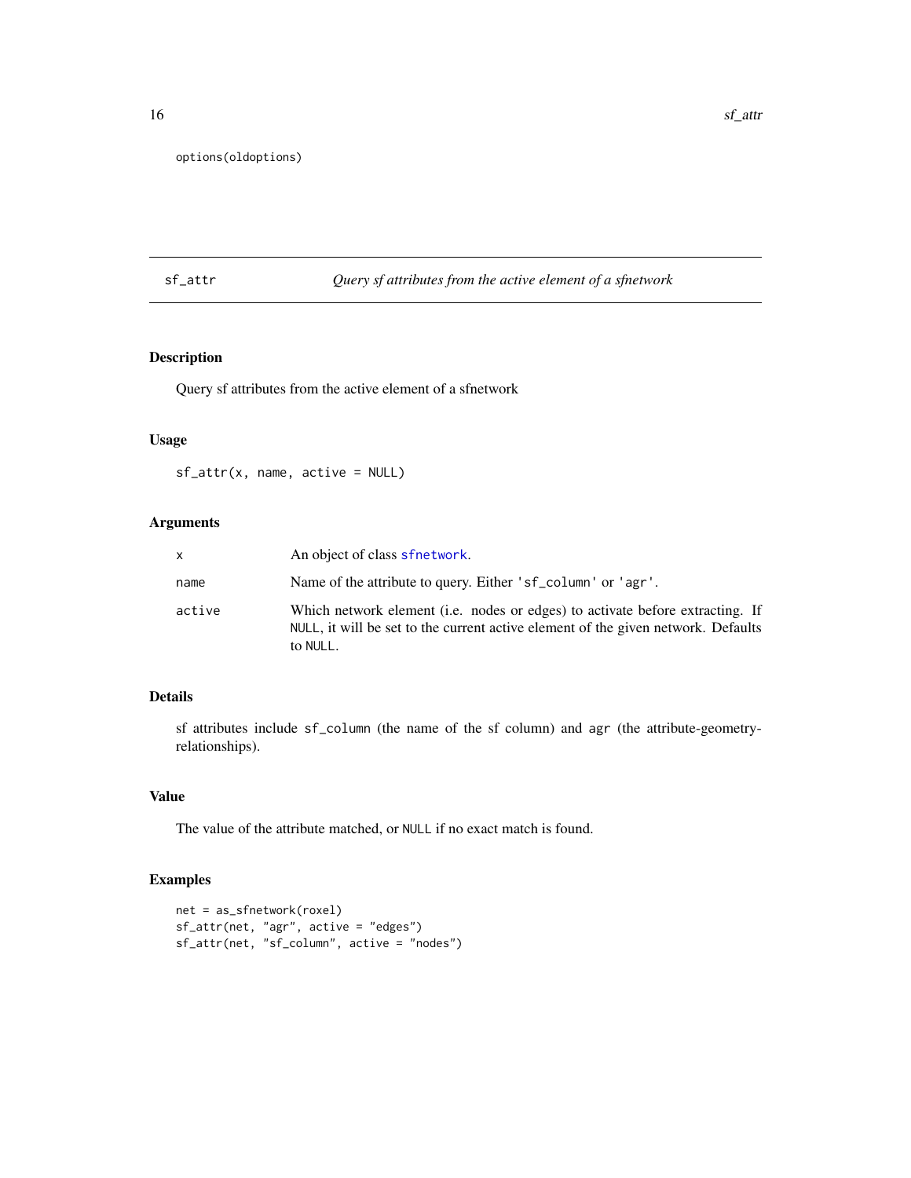```
options(oldoptions)
```

## sf_attr — *Query sf attributes from the active element of a sfnetwork*

### Description

Query sf attributes from the active element of a sfnetwork

### Usage

```
sf_attr(x, name, active = NULL)
```

### Arguments

| | |
|---|---|
| `x` | An object of class `sfnetwork`. |
| `name` | Name of the attribute to query. Either `'sf_column'` or `'agr'`. |
| `active` | Which network element (i.e. nodes or edges) to activate before extracting. If `NULL`, it will be set to the current active element of the given network. Defaults to `NULL`. |

### Details

sf attributes include `sf_column` (the name of the sf column) and `agr` (the attribute-geometry-relationships).

### Value

The value of the attribute matched, or `NULL` if no exact match is found.

### Examples

```
net = as_sfnetwork(roxel)
sf_attr(net, "agr", active = "edges")
sf_attr(net, "sf_column", active = "nodes")
```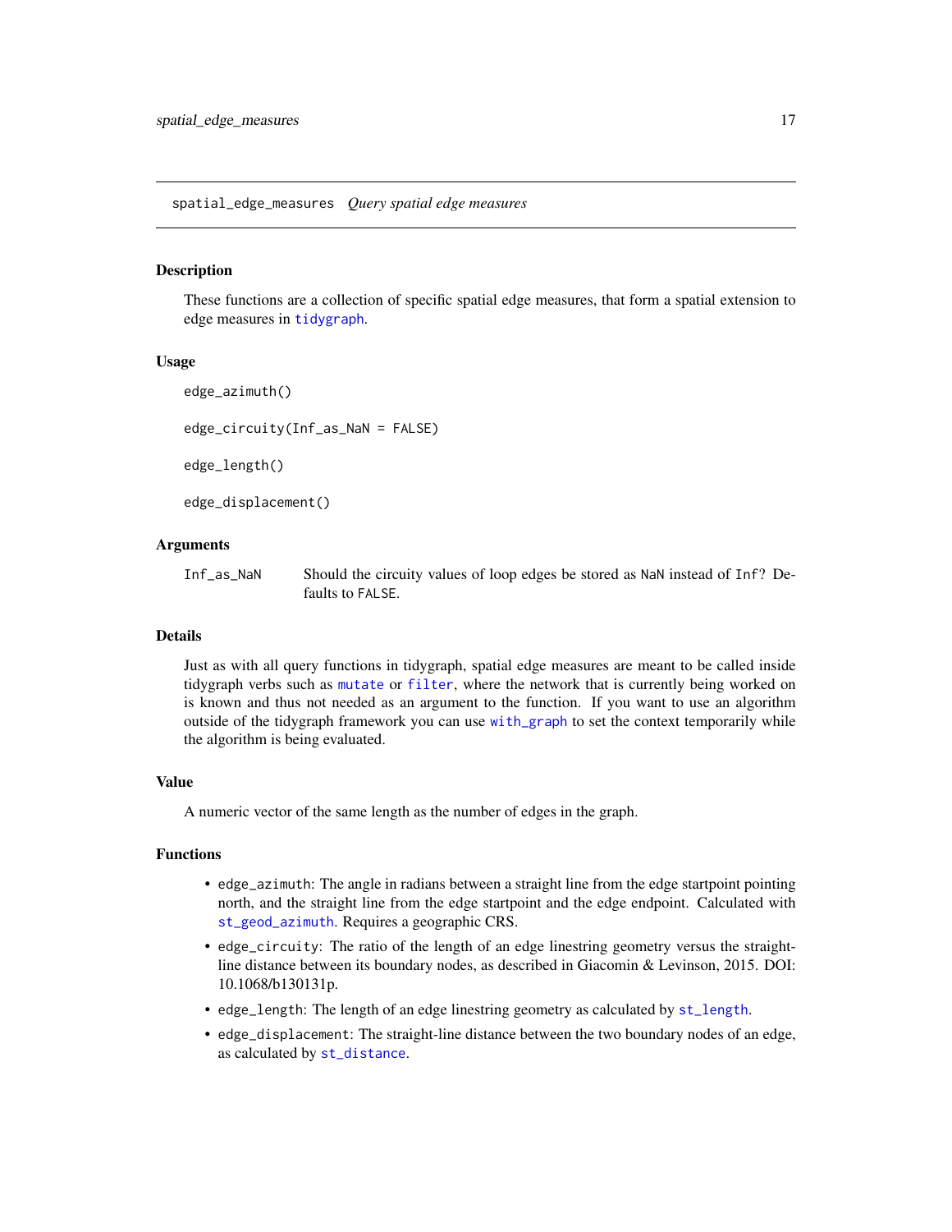## spatial_edge_measures *Query spatial edge measures*

### Description

These functions are a collection of specific spatial edge measures, that form a spatial extension to edge measures in tidygraph.

### Usage

```
edge_azimuth()

edge_circuity(Inf_as_NaN = FALSE)

edge_length()

edge_displacement()
```

### Arguments

| | |
|---|---|
| Inf_as_NaN | Should the circuity values of loop edges be stored as NaN instead of Inf? Defaults to FALSE. |

### Details

Just as with all query functions in tidygraph, spatial edge measures are meant to be called inside tidygraph verbs such as mutate or filter, where the network that is currently being worked on is known and thus not needed as an argument to the function. If you want to use an algorithm outside of the tidygraph framework you can use with_graph to set the context temporarily while the algorithm is being evaluated.

### Value

A numeric vector of the same length as the number of edges in the graph.

### Functions

- `edge_azimuth`: The angle in radians between a straight line from the edge startpoint pointing north, and the straight line from the edge startpoint and the edge endpoint. Calculated with st_geod_azimuth. Requires a geographic CRS.
- `edge_circuity`: The ratio of the length of an edge linestring geometry versus the straight-line distance between its boundary nodes, as described in Giacomin & Levinson, 2015. DOI: 10.1068/b130131p.
- `edge_length`: The length of an edge linestring geometry as calculated by st_length.
- `edge_displacement`: The straight-line distance between the two boundary nodes of an edge, as calculated by st_distance.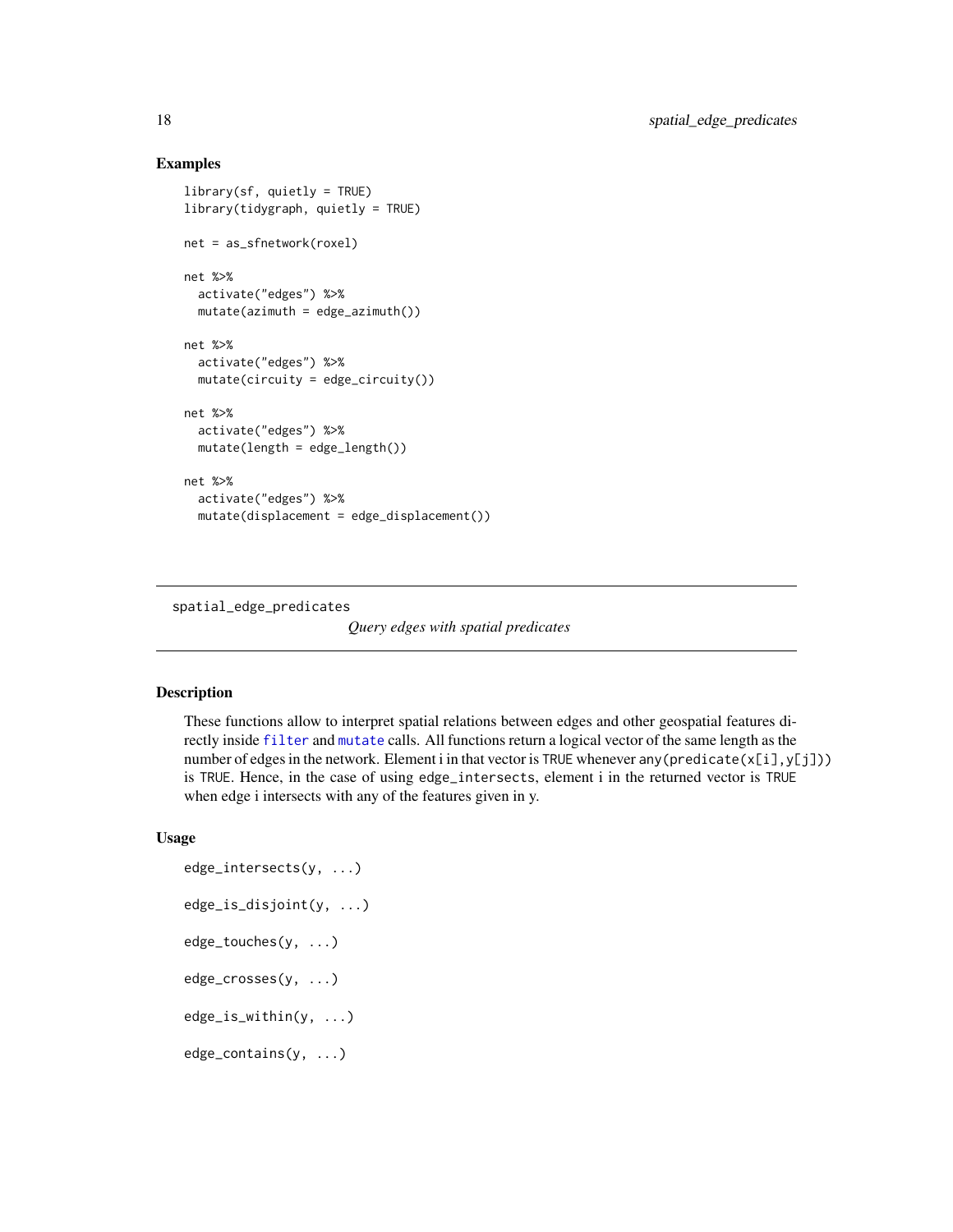## Examples

```
library(sf, quietly = TRUE)
library(tidygraph, quietly = TRUE)

net = as_sfnetwork(roxel)

net %>%
  activate("edges") %>%
  mutate(azimuth = edge_azimuth())

net %>%
  activate("edges") %>%
  mutate(circuity = edge_circuity())

net %>%
  activate("edges") %>%
  mutate(length = edge_length())

net %>%
  activate("edges") %>%
  mutate(displacement = edge_displacement())
```

---

spatial_edge_predicates *Query edges with spatial predicates*

---

## Description

These functions allow to interpret spatial relations between edges and other geospatial features directly inside `filter` and `mutate` calls. All functions return a logical vector of the same length as the number of edges in the network. Element i in that vector is `TRUE` whenever `any(predicate(x[i],y[j]))` is `TRUE`. Hence, in the case of using `edge_intersects`, element i in the returned vector is `TRUE` when edge i intersects with any of the features given in y.

## Usage

```
edge_intersects(y, ...)

edge_is_disjoint(y, ...)

edge_touches(y, ...)

edge_crosses(y, ...)

edge_is_within(y, ...)

edge_contains(y, ...)
```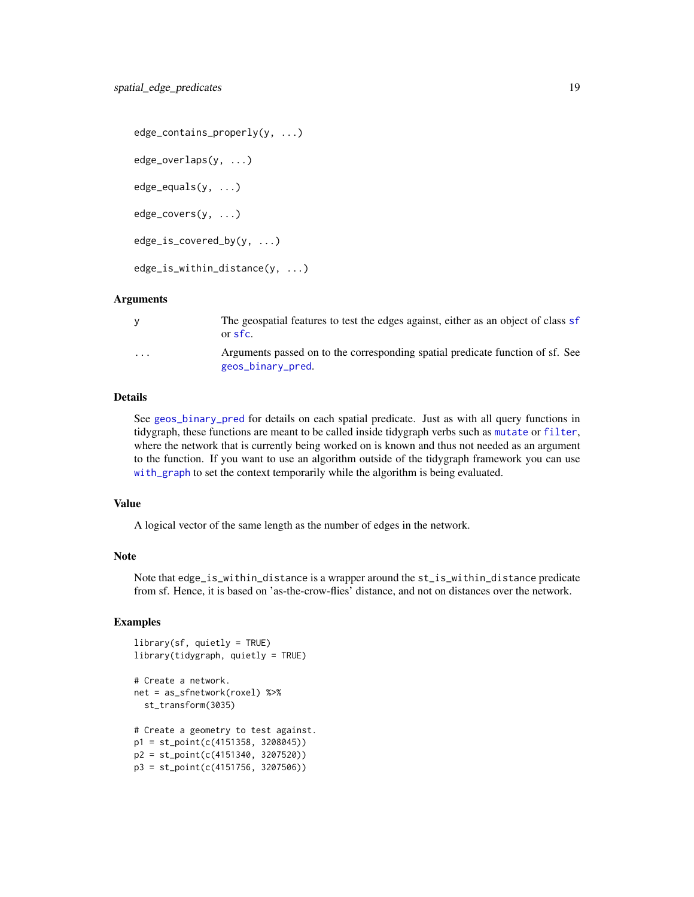```
edge_contains_properly(y, ...)

edge_overlaps(y, ...)

edge_equals(y, ...)

edge_covers(y, ...)

edge_is_covered_by(y, ...)

edge_is_within_distance(y, ...)
```

## Arguments

| | |
|---|---|
| y | The geospatial features to test the edges against, either as an object of class sf or sfc. |
| ... | Arguments passed on to the corresponding spatial predicate function of sf. See geos_binary_pred. |

## Details

See geos_binary_pred for details on each spatial predicate. Just as with all query functions in tidygraph, these functions are meant to be called inside tidygraph verbs such as mutate or filter, where the network that is currently being worked on is known and thus not needed as an argument to the function. If you want to use an algorithm outside of the tidygraph framework you can use with_graph to set the context temporarily while the algorithm is being evaluated.

## Value

A logical vector of the same length as the number of edges in the network.

## Note

Note that edge_is_within_distance is a wrapper around the st_is_within_distance predicate from sf. Hence, it is based on 'as-the-crow-flies' distance, and not on distances over the network.

## Examples

```
library(sf, quietly = TRUE)
library(tidygraph, quietly = TRUE)

# Create a network.
net = as_sfnetwork(roxel) %>%
  st_transform(3035)

# Create a geometry to test against.
p1 = st_point(c(4151358, 3208045))
p2 = st_point(c(4151340, 3207520))
p3 = st_point(c(4151756, 3207506))
```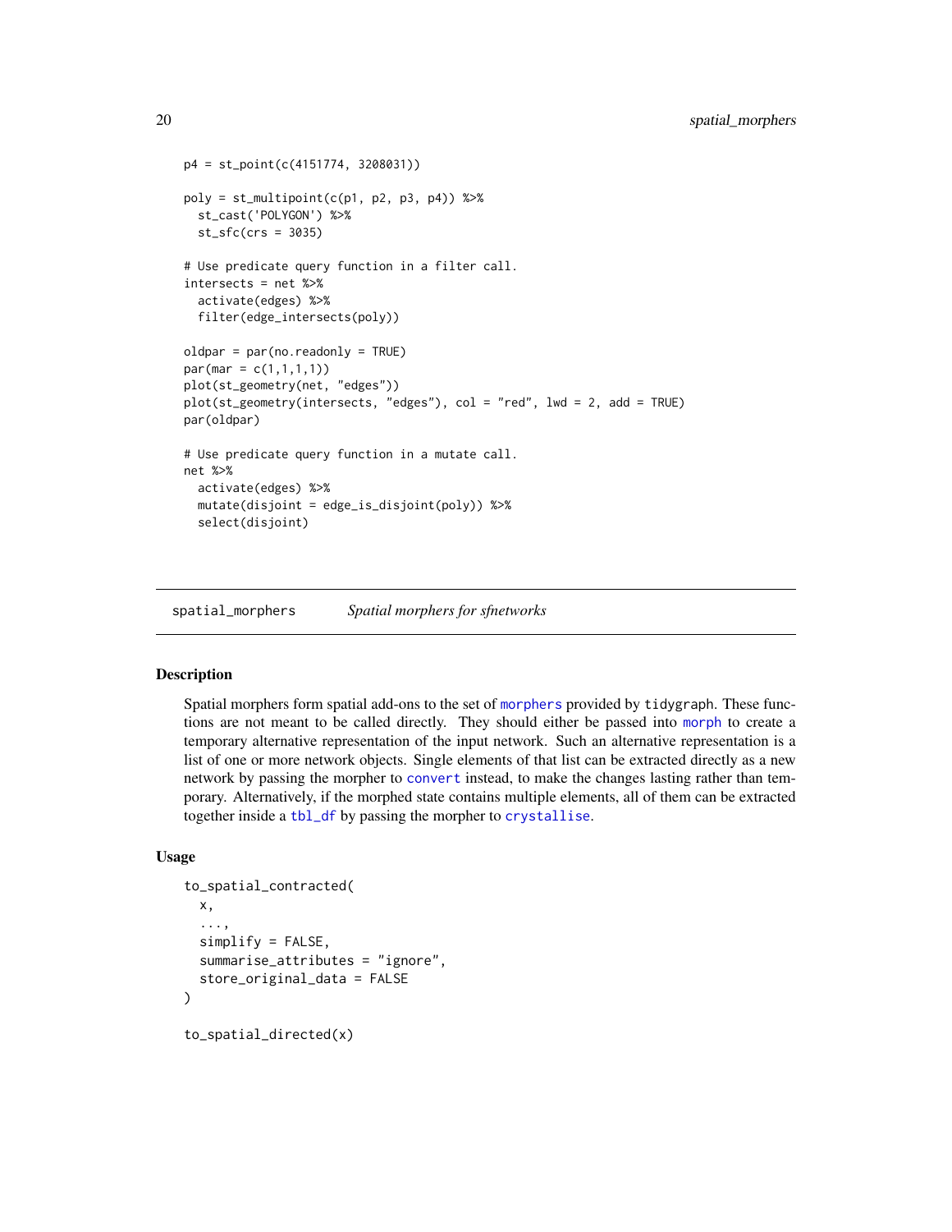```
p4 = st_point(c(4151774, 3208031))

poly = st_multipoint(c(p1, p2, p3, p4)) %>%
  st_cast('POLYGON') %>%
  st_sfc(crs = 3035)

# Use predicate query function in a filter call.
intersects = net %>%
  activate(edges) %>%
  filter(edge_intersects(poly))

oldpar = par(no.readonly = TRUE)
par(mar = c(1,1,1,1))
plot(st_geometry(net, "edges"))
plot(st_geometry(intersects, "edges"), col = "red", lwd = 2, add = TRUE)
par(oldpar)

# Use predicate query function in a mutate call.
net %>%
  activate(edges) %>%
  mutate(disjoint = edge_is_disjoint(poly)) %>%
  select(disjoint)
```

## spatial_morphers    *Spatial morphers for sfnetworks*

### Description

Spatial morphers form spatial add-ons to the set of morphers provided by tidygraph. These functions are not meant to be called directly. They should either be passed into morph to create a temporary alternative representation of the input network. Such an alternative representation is a list of one or more network objects. Single elements of that list can be extracted directly as a new network by passing the morpher to convert instead, to make the changes lasting rather than temporary. Alternatively, if the morphed state contains multiple elements, all of them can be extracted together inside a tbl_df by passing the morpher to crystallise.

### Usage

```
to_spatial_contracted(
  x,
  ...,
  simplify = FALSE,
  summarise_attributes = "ignore",
  store_original_data = FALSE
)

to_spatial_directed(x)
```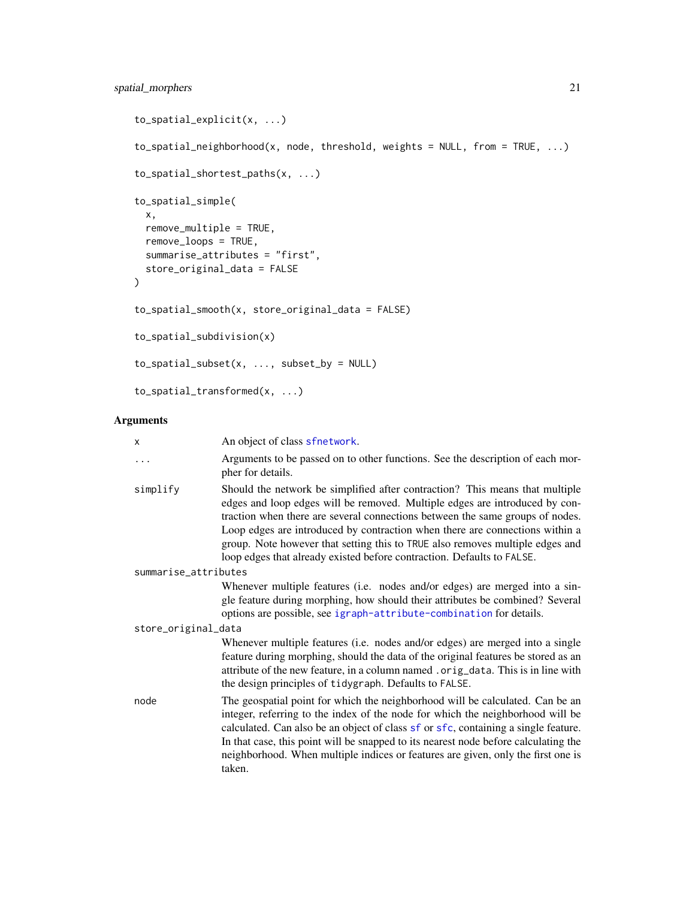```
to_spatial_explicit(x, ...)

to_spatial_neighborhood(x, node, threshold, weights = NULL, from = TRUE, ...)

to_spatial_shortest_paths(x, ...)

to_spatial_simple(
  x,
  remove_multiple = TRUE,
  remove_loops = TRUE,
  summarise_attributes = "first",
  store_original_data = FALSE
)

to_spatial_smooth(x, store_original_data = FALSE)

to_spatial_subdivision(x)

to_spatial_subset(x, ..., subset_by = NULL)

to_spatial_transformed(x, ...)
```

## Arguments

`x`
: An object of class `sfnetwork`.

`...`
: Arguments to be passed on to other functions. See the description of each morpher for details.

`simplify`
: Should the network be simplified after contraction? This means that multiple edges and loop edges will be removed. Multiple edges are introduced by contraction when there are several connections between the same groups of nodes. Loop edges are introduced by contraction when there are connections within a group. Note however that setting this to `TRUE` also removes multiple edges and loop edges that already existed before contraction. Defaults to `FALSE`.

`summarise_attributes`
: Whenever multiple features (i.e. nodes and/or edges) are merged into a single feature during morphing, how should their attributes be combined? Several options are possible, see `igraph-attribute-combination` for details.

`store_original_data`
: Whenever multiple features (i.e. nodes and/or edges) are merged into a single feature during morphing, should the data of the original features be stored as an attribute of the new feature, in a column named `.orig_data`. This is in line with the design principles of `tidygraph`. Defaults to `FALSE`.

`node`
: The geospatial point for which the neighborhood will be calculated. Can be an integer, referring to the index of the node for which the neighborhood will be calculated. Can also be an object of class `sf` or `sfc`, containing a single feature. In that case, this point will be snapped to its nearest node before calculating the neighborhood. When multiple indices or features are given, only the first one is taken.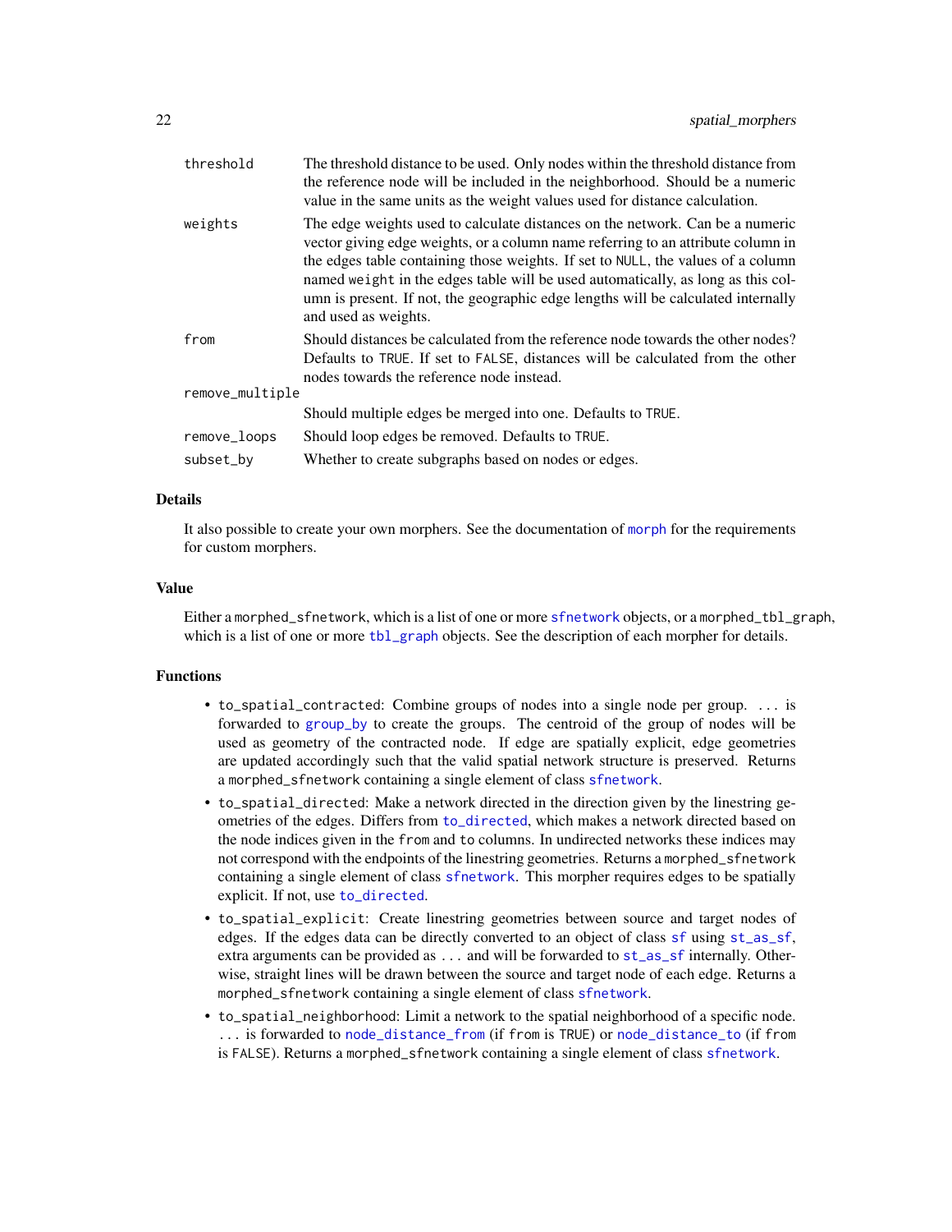| | |
|---|---|
| `threshold` | The threshold distance to be used. Only nodes within the threshold distance from the reference node will be included in the neighborhood. Should be a numeric value in the same units as the weight values used for distance calculation. |
| `weights` | The edge weights used to calculate distances on the network. Can be a numeric vector giving edge weights, or a column name referring to an attribute column in the edges table containing those weights. If set to `NULL`, the values of a column named `weight` in the edges table will be used automatically, as long as this column is present. If not, the geographic edge lengths will be calculated internally and used as weights. |
| `from` | Should distances be calculated from the reference node towards the other nodes? Defaults to `TRUE`. If set to `FALSE`, distances will be calculated from the other nodes towards the reference node instead. |
| `remove_multiple` | Should multiple edges be merged into one. Defaults to `TRUE`. |
| `remove_loops` | Should loop edges be removed. Defaults to `TRUE`. |
| `subset_by` | Whether to create subgraphs based on nodes or edges. |

### Details

It also possible to create your own morphers. See the documentation of `morph` for the requirements for custom morphers.

### Value

Either a `morphed_sfnetwork`, which is a list of one or more `sfnetwork` objects, or a `morphed_tbl_graph`, which is a list of one or more `tbl_graph` objects. See the description of each morpher for details.

### Functions

- `to_spatial_contracted`: Combine groups of nodes into a single node per group. `...` is forwarded to `group_by` to create the groups. The centroid of the group of nodes will be used as geometry of the contracted node. If edge are spatially explicit, edge geometries are updated accordingly such that the valid spatial network structure is preserved. Returns a `morphed_sfnetwork` containing a single element of class `sfnetwork`.
- `to_spatial_directed`: Make a network directed in the direction given by the linestring geometries of the edges. Differs from `to_directed`, which makes a network directed based on the node indices given in the `from` and `to` columns. In undirected networks these indices may not correspond with the endpoints of the linestring geometries. Returns a `morphed_sfnetwork` containing a single element of class `sfnetwork`. This morpher requires edges to be spatially explicit. If not, use `to_directed`.
- `to_spatial_explicit`: Create linestring geometries between source and target nodes of edges. If the edges data can be directly converted to an object of class `sf` using `st_as_sf`, extra arguments can be provided as `...` and will be forwarded to `st_as_sf` internally. Otherwise, straight lines will be drawn between the source and target node of each edge. Returns a `morphed_sfnetwork` containing a single element of class `sfnetwork`.
- `to_spatial_neighborhood`: Limit a network to the spatial neighborhood of a specific node. `...` is forwarded to `node_distance_from` (if `from` is `TRUE`) or `node_distance_to` (if `from` is `FALSE`). Returns a `morphed_sfnetwork` containing a single element of class `sfnetwork`.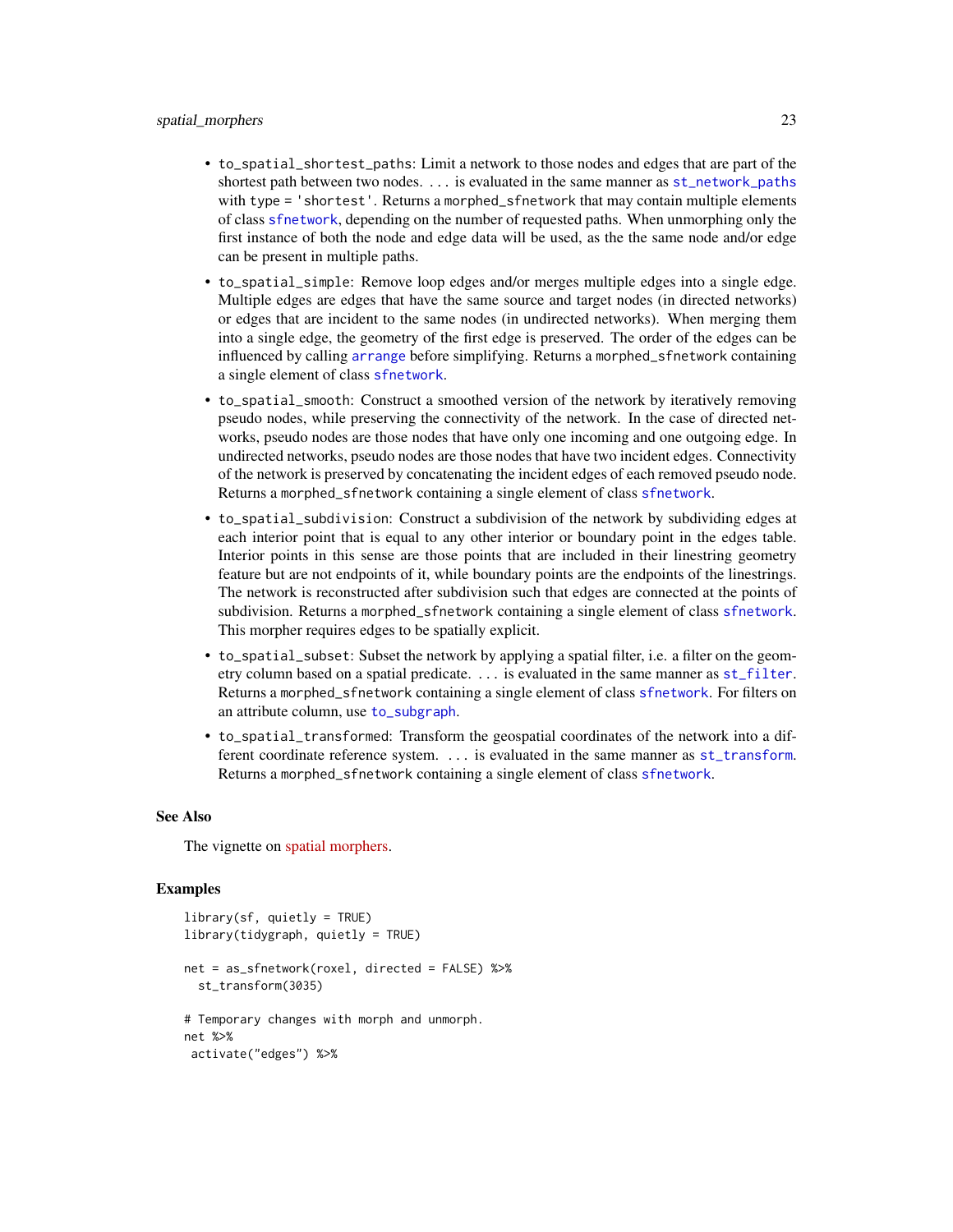- `to_spatial_shortest_paths`: Limit a network to those nodes and edges that are part of the shortest path between two nodes. `...` is evaluated in the same manner as `st_network_paths` with `type = 'shortest'`. Returns a `morphed_sfnetwork` that may contain multiple elements of class `sfnetwork`, depending on the number of requested paths. When unmorphing only the first instance of both the node and edge data will be used, as the the same node and/or edge can be present in multiple paths.
- `to_spatial_simple`: Remove loop edges and/or merges multiple edges into a single edge. Multiple edges are edges that have the same source and target nodes (in directed networks) or edges that are incident to the same nodes (in undirected networks). When merging them into a single edge, the geometry of the first edge is preserved. The order of the edges can be influenced by calling `arrange` before simplifying. Returns a `morphed_sfnetwork` containing a single element of class `sfnetwork`.
- `to_spatial_smooth`: Construct a smoothed version of the network by iteratively removing pseudo nodes, while preserving the connectivity of the network. In the case of directed networks, pseudo nodes are those nodes that have only one incoming and one outgoing edge. In undirected networks, pseudo nodes are those nodes that have two incident edges. Connectivity of the network is preserved by concatenating the incident edges of each removed pseudo node. Returns a `morphed_sfnetwork` containing a single element of class `sfnetwork`.
- `to_spatial_subdivision`: Construct a subdivision of the network by subdividing edges at each interior point that is equal to any other interior or boundary point in the edges table. Interior points in this sense are those points that are included in their linestring geometry feature but are not endpoints of it, while boundary points are the endpoints of the linestrings. The network is reconstructed after subdivision such that edges are connected at the points of subdivision. Returns a `morphed_sfnetwork` containing a single element of class `sfnetwork`. This morpher requires edges to be spatially explicit.
- `to_spatial_subset`: Subset the network by applying a spatial filter, i.e. a filter on the geometry column based on a spatial predicate. `...` is evaluated in the same manner as `st_filter`. Returns a `morphed_sfnetwork` containing a single element of class `sfnetwork`. For filters on an attribute column, use `to_subgraph`.
- `to_spatial_transformed`: Transform the geospatial coordinates of the network into a different coordinate reference system. `...` is evaluated in the same manner as `st_transform`. Returns a `morphed_sfnetwork` containing a single element of class `sfnetwork`.

## See Also

The vignette on spatial morphers.

## Examples

```
library(sf, quietly = TRUE)
library(tidygraph, quietly = TRUE)

net = as_sfnetwork(roxel, directed = FALSE) %>%
  st_transform(3035)

# Temporary changes with morph and unmorph.
net %>%
 activate("edges") %>%
```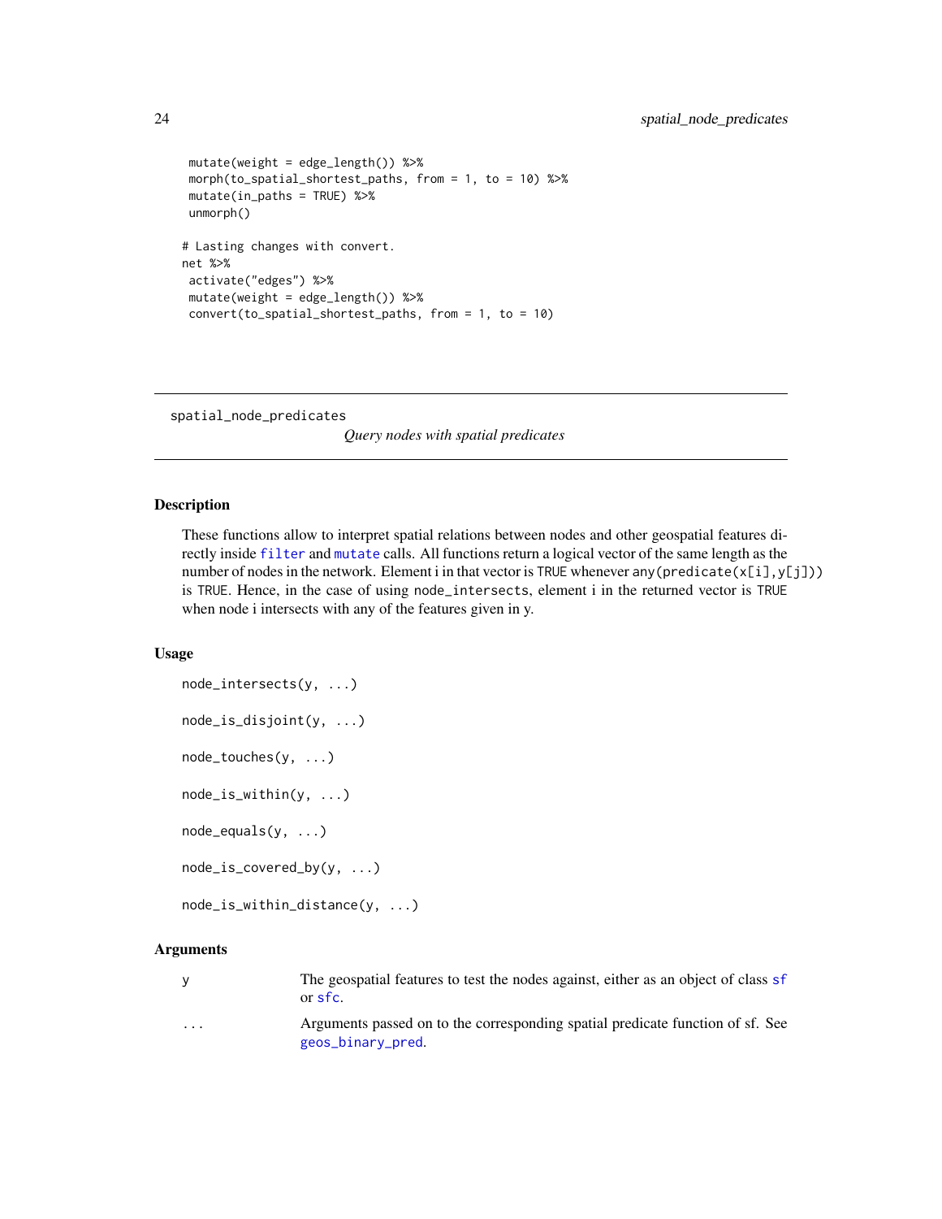```
  mutate(weight = edge_length()) %>%
  morph(to_spatial_shortest_paths, from = 1, to = 10) %>%
  mutate(in_paths = TRUE) %>%
  unmorph()

# Lasting changes with convert.
net %>%
  activate("edges") %>%
  mutate(weight = edge_length()) %>%
  convert(to_spatial_shortest_paths, from = 1, to = 10)
```

---

## spatial_node_predicates

*Query nodes with spatial predicates*

---

### Description

These functions allow to interpret spatial relations between nodes and other geospatial features directly inside `filter` and `mutate` calls. All functions return a logical vector of the same length as the number of nodes in the network. Element i in that vector is `TRUE` whenever `any(predicate(x[i],y[j]))` is `TRUE`. Hence, in the case of using `node_intersects`, element i in the returned vector is `TRUE` when node i intersects with any of the features given in y.

### Usage

```
node_intersects(y, ...)

node_is_disjoint(y, ...)

node_touches(y, ...)

node_is_within(y, ...)

node_equals(y, ...)

node_is_covered_by(y, ...)

node_is_within_distance(y, ...)
```

### Arguments

| | |
|---|---|
| y | The geospatial features to test the nodes against, either as an object of class `sf` or `sfc`. |
| ... | Arguments passed on to the corresponding spatial predicate function of sf. See `geos_binary_pred`. |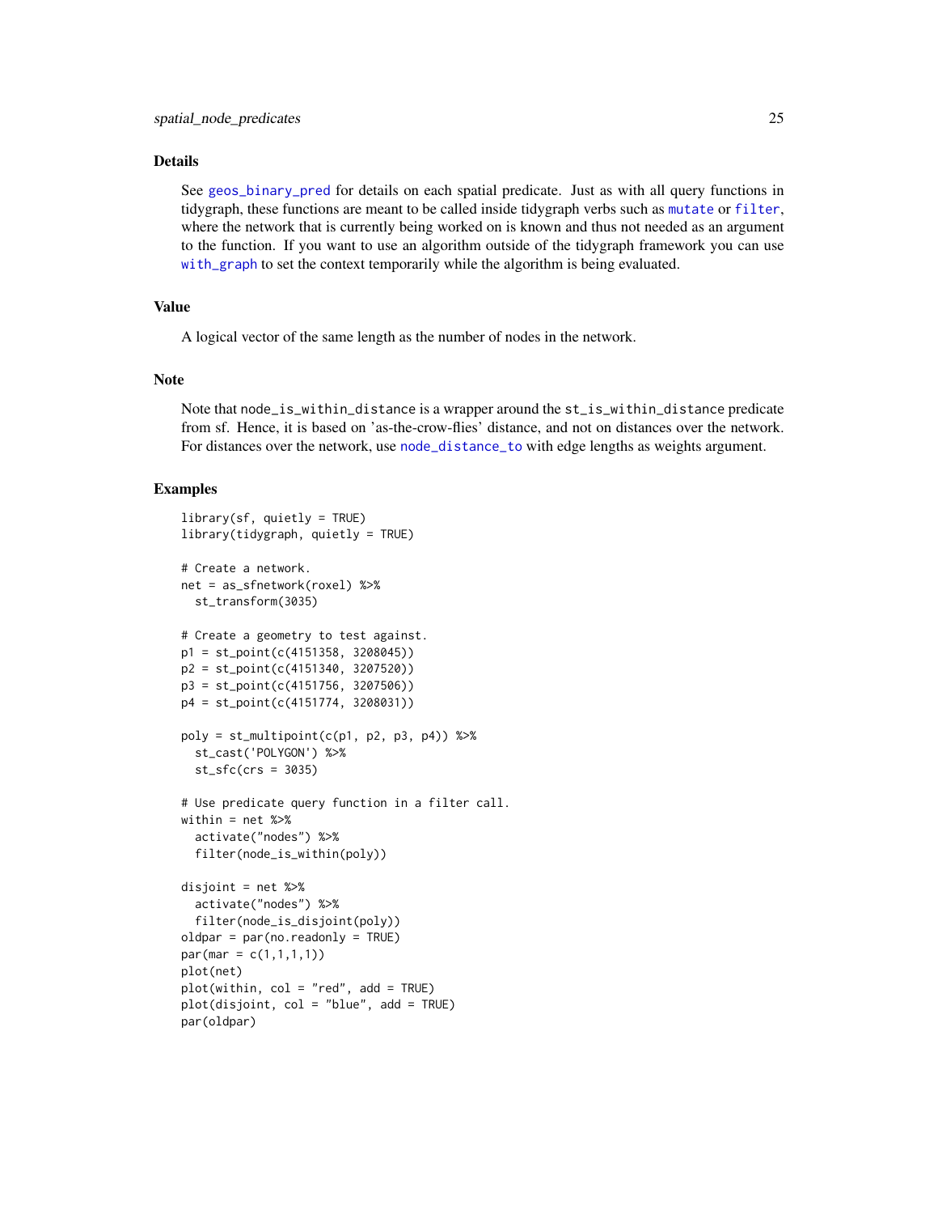## Details

See `geos_binary_pred` for details on each spatial predicate. Just as with all query functions in tidygraph, these functions are meant to be called inside tidygraph verbs such as `mutate` or `filter`, where the network that is currently being worked on is known and thus not needed as an argument to the function. If you want to use an algorithm outside of the tidygraph framework you can use `with_graph` to set the context temporarily while the algorithm is being evaluated.

## Value

A logical vector of the same length as the number of nodes in the network.

## Note

Note that `node_is_within_distance` is a wrapper around the `st_is_within_distance` predicate from sf. Hence, it is based on 'as-the-crow-flies' distance, and not on distances over the network. For distances over the network, use `node_distance_to` with edge lengths as weights argument.

## Examples

```
library(sf, quietly = TRUE)
library(tidygraph, quietly = TRUE)

# Create a network.
net = as_sfnetwork(roxel) %>%
  st_transform(3035)

# Create a geometry to test against.
p1 = st_point(c(4151358, 3208045))
p2 = st_point(c(4151340, 3207520))
p3 = st_point(c(4151756, 3207506))
p4 = st_point(c(4151774, 3208031))

poly = st_multipoint(c(p1, p2, p3, p4)) %>%
  st_cast('POLYGON') %>%
  st_sfc(crs = 3035)

# Use predicate query function in a filter call.
within = net %>%
  activate("nodes") %>%
  filter(node_is_within(poly))

disjoint = net %>%
  activate("nodes") %>%
  filter(node_is_disjoint(poly))
oldpar = par(no.readonly = TRUE)
par(mar = c(1,1,1,1))
plot(net)
plot(within, col = "red", add = TRUE)
plot(disjoint, col = "blue", add = TRUE)
par(oldpar)
```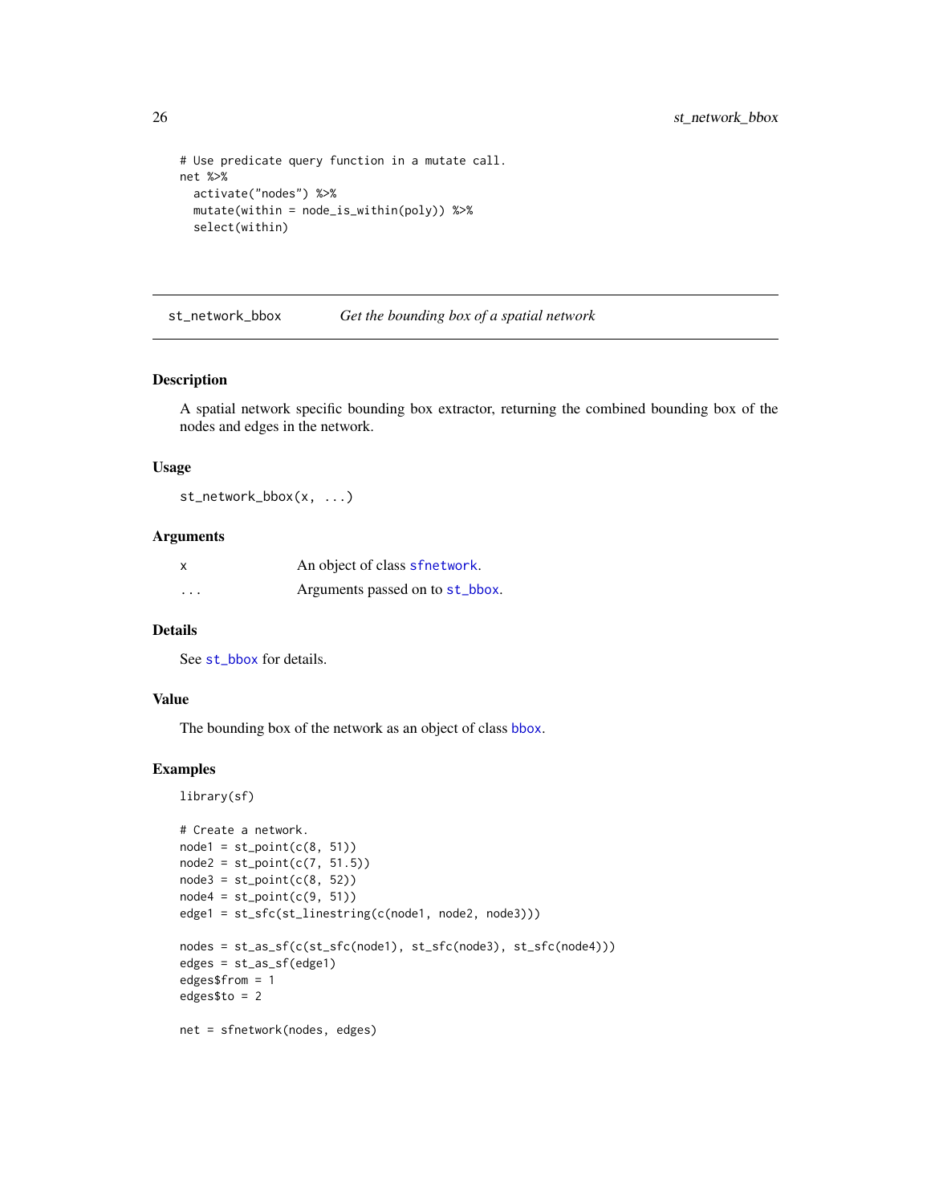```
# Use predicate query function in a mutate call.
net %>%
  activate("nodes") %>%
  mutate(within = node_is_within(poly)) %>%
  select(within)
```

---

## st_network_bbox — *Get the bounding box of a spatial network*

---

### Description

A spatial network specific bounding box extractor, returning the combined bounding box of the nodes and edges in the network.

### Usage

```
st_network_bbox(x, ...)
```

### Arguments

| | |
|---|---|
| x | An object of class sfnetwork. |
| ... | Arguments passed on to st_bbox. |

### Details

See st_bbox for details.

### Value

The bounding box of the network as an object of class bbox.

### Examples

```
library(sf)

# Create a network.
node1 = st_point(c(8, 51))
node2 = st_point(c(7, 51.5))
node3 = st_point(c(8, 52))
node4 = st_point(c(9, 51))
edge1 = st_sfc(st_linestring(c(node1, node2, node3)))

nodes = st_as_sf(c(st_sfc(node1), st_sfc(node3), st_sfc(node4)))
edges = st_as_sf(edge1)
edges$from = 1
edges$to = 2

net = sfnetwork(nodes, edges)
```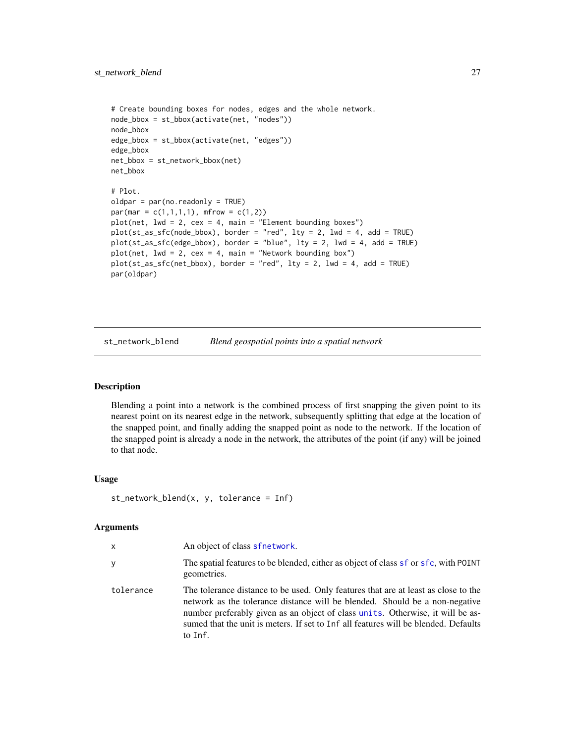```
# Create bounding boxes for nodes, edges and the whole network.
node_bbox = st_bbox(activate(net, "nodes"))
node_bbox
edge_bbox = st_bbox(activate(net, "edges"))
edge_bbox
net_bbox = st_network_bbox(net)
net_bbox

# Plot.
oldpar = par(no.readonly = TRUE)
par(mar = c(1,1,1,1), mfrow = c(1,2))
plot(net, lwd = 2, cex = 4, main = "Element bounding boxes")
plot(st_as_sfc(node_bbox), border = "red", lty = 2, lwd = 4, add = TRUE)
plot(st_as_sfc(edge_bbox), border = "blue", lty = 2, lwd = 4, add = TRUE)
plot(net, lwd = 2, cex = 4, main = "Network bounding box")
plot(st_as_sfc(net_bbox), border = "red", lty = 2, lwd = 4, add = TRUE)
par(oldpar)
```

---

## st_network_blend — *Blend geospatial points into a spatial network*

### Description

Blending a point into a network is the combined process of first snapping the given point to its nearest point on its nearest edge in the network, subsequently splitting that edge at the location of the snapped point, and finally adding the snapped point as node to the network. If the location of the snapped point is already a node in the network, the attributes of the point (if any) will be joined to that node.

### Usage

```
st_network_blend(x, y, tolerance = Inf)
```

### Arguments

| | |
|---|---|
| `x` | An object of class `sfnetwork`. |
| `y` | The spatial features to be blended, either as object of class `sf` or `sfc`, with `POINT` geometries. |
| `tolerance` | The tolerance distance to be used. Only features that are at least as close to the network as the tolerance distance will be blended. Should be a non-negative number preferably given as an object of class `units`. Otherwise, it will be assumed that the unit is meters. If set to `Inf` all features will be blended. Defaults to `Inf`. |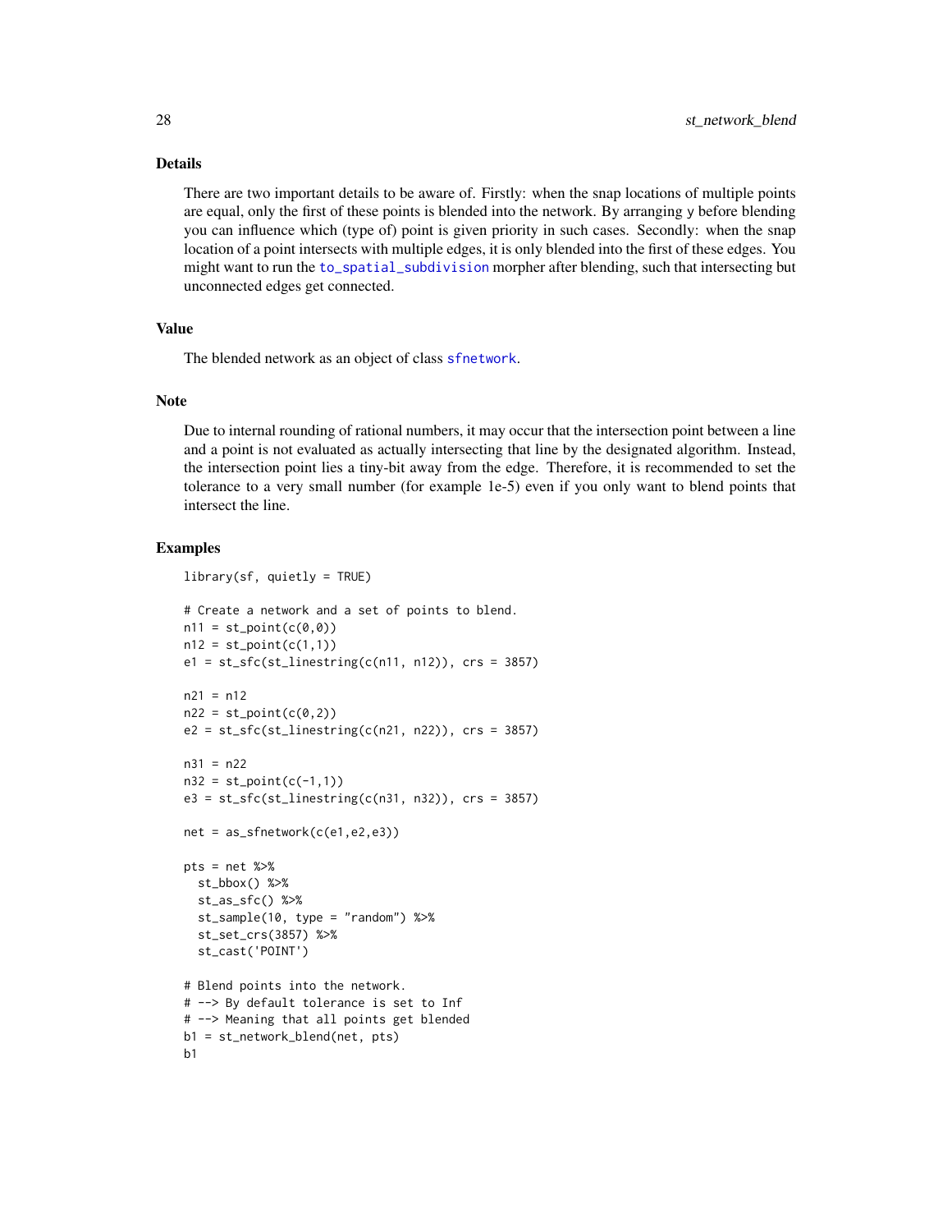## Details

There are two important details to be aware of. Firstly: when the snap locations of multiple points are equal, only the first of these points is blended into the network. By arranging y before blending you can influence which (type of) point is given priority in such cases. Secondly: when the snap location of a point intersects with multiple edges, it is only blended into the first of these edges. You might want to run the `to_spatial_subdivision` morpher after blending, such that intersecting but unconnected edges get connected.

## Value

The blended network as an object of class `sfnetwork`.

## Note

Due to internal rounding of rational numbers, it may occur that the intersection point between a line and a point is not evaluated as actually intersecting that line by the designated algorithm. Instead, the intersection point lies a tiny-bit away from the edge. Therefore, it is recommended to set the tolerance to a very small number (for example 1e-5) even if you only want to blend points that intersect the line.

## Examples

```
library(sf, quietly = TRUE)

# Create a network and a set of points to blend.
n11 = st_point(c(0,0))
n12 = st_point(c(1,1))
e1 = st_sfc(st_linestring(c(n11, n12)), crs = 3857)

n21 = n12
n22 = st_point(c(0,2))
e2 = st_sfc(st_linestring(c(n21, n22)), crs = 3857)

n31 = n22
n32 = st_point(c(-1,1))
e3 = st_sfc(st_linestring(c(n31, n32)), crs = 3857)

net = as_sfnetwork(c(e1,e2,e3))

pts = net %>%
  st_bbox() %>%
  st_as_sfc() %>%
  st_sample(10, type = "random") %>%
  st_set_crs(3857) %>%
  st_cast('POINT')

# Blend points into the network.
# --> By default tolerance is set to Inf
# --> Meaning that all points get blended
b1 = st_network_blend(net, pts)
b1
```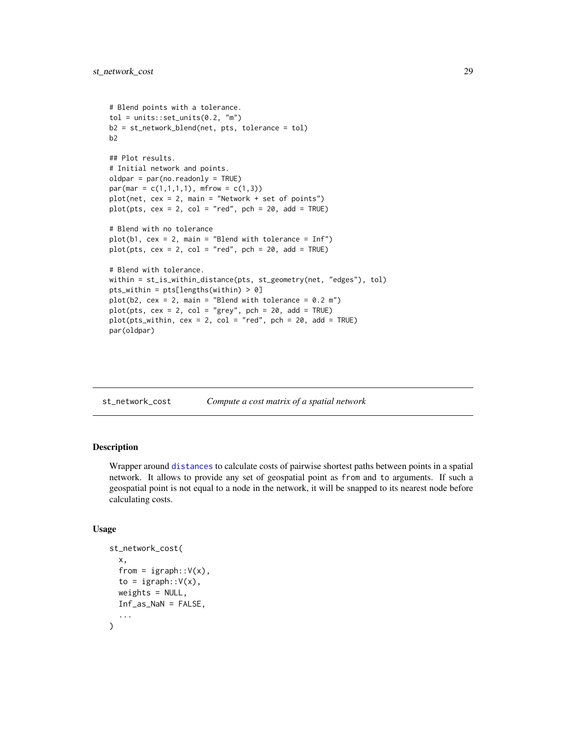```
# Blend points with a tolerance.
tol = units::set_units(0.2, "m")
b2 = st_network_blend(net, pts, tolerance = tol)
b2

## Plot results.
# Initial network and points.
oldpar = par(no.readonly = TRUE)
par(mar = c(1,1,1,1), mfrow = c(1,3))
plot(net, cex = 2, main = "Network + set of points")
plot(pts, cex = 2, col = "red", pch = 20, add = TRUE)

# Blend with no tolerance
plot(b1, cex = 2, main = "Blend with tolerance = Inf")
plot(pts, cex = 2, col = "red", pch = 20, add = TRUE)

# Blend with tolerance.
within = st_is_within_distance(pts, st_geometry(net, "edges"), tol)
pts_within = pts[lengths(within) > 0]
plot(b2, cex = 2, main = "Blend with tolerance = 0.2 m")
plot(pts, cex = 2, col = "grey", pch = 20, add = TRUE)
plot(pts_within, cex = 2, col = "red", pch = 20, add = TRUE)
par(oldpar)
```

---

## st_network_cost — *Compute a cost matrix of a spatial network*

### Description

Wrapper around distances to calculate costs of pairwise shortest paths between points in a spatial network. It allows to provide any set of geospatial point as `from` and `to` arguments. If such a geospatial point is not equal to a node in the network, it will be snapped to its nearest node before calculating costs.

### Usage

```
st_network_cost(
  x,
  from = igraph::V(x),
  to = igraph::V(x),
  weights = NULL,
  Inf_as_NaN = FALSE,
  ...
)
```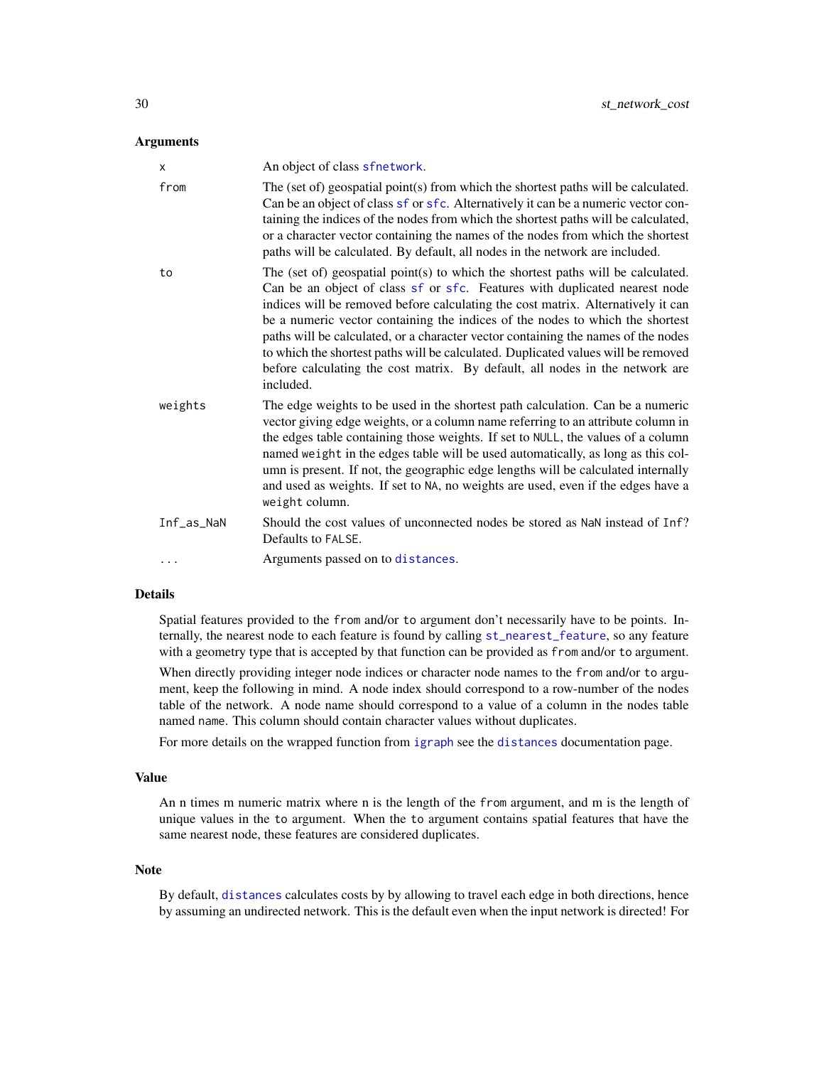## Arguments

| | |
|---|---|
| `x` | An object of class `sfnetwork`. |
| `from` | The (set of) geospatial point(s) from which the shortest paths will be calculated. Can be an object of class `sf` or `sfc`. Alternatively it can be a numeric vector containing the indices of the nodes from which the shortest paths will be calculated, or a character vector containing the names of the nodes from which the shortest paths will be calculated. By default, all nodes in the network are included. |
| `to` | The (set of) geospatial point(s) to which the shortest paths will be calculated. Can be an object of class `sf` or `sfc`. Features with duplicated nearest node indices will be removed before calculating the cost matrix. Alternatively it can be a numeric vector containing the indices of the nodes to which the shortest paths will be calculated, or a character vector containing the names of the nodes to which the shortest paths will be calculated. Duplicated values will be removed before calculating the cost matrix. By default, all nodes in the network are included. |
| `weights` | The edge weights to be used in the shortest path calculation. Can be a numeric vector giving edge weights, or a column name referring to an attribute column in the edges table containing those weights. If set to `NULL`, the values of a column named `weight` in the edges table will be used automatically, as long as this column is present. If not, the geographic edge lengths will be calculated internally and used as weights. If set to `NA`, no weights are used, even if the edges have a `weight` column. |
| `Inf_as_NaN` | Should the cost values of unconnected nodes be stored as `NaN` instead of `Inf`? Defaults to `FALSE`. |
| `...` | Arguments passed on to `distances`. |

## Details

Spatial features provided to the `from` and/or `to` argument don't necessarily have to be points. Internally, the nearest node to each feature is found by calling `st_nearest_feature`, so any feature with a geometry type that is accepted by that function can be provided as `from` and/or `to` argument.

When directly providing integer node indices or character node names to the `from` and/or `to` argument, keep the following in mind. A node index should correspond to a row-number of the nodes table of the network. A node name should correspond to a value of a column in the nodes table named `name`. This column should contain character values without duplicates.

For more details on the wrapped function from `igraph` see the `distances` documentation page.

## Value

An n times m numeric matrix where n is the length of the `from` argument, and m is the length of unique values in the `to` argument. When the `to` argument contains spatial features that have the same nearest node, these features are considered duplicates.

## Note

By default, `distances` calculates costs by by allowing to travel each edge in both directions, hence by assuming an undirected network. This is the default even when the input network is directed! For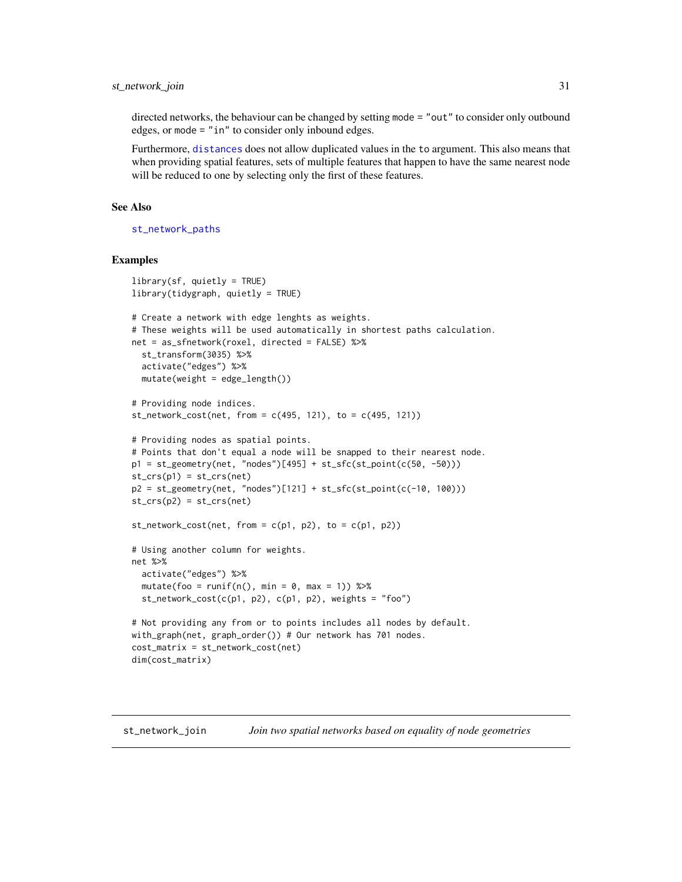directed networks, the behaviour can be changed by setting `mode = "out"` to consider only outbound edges, or `mode = "in"` to consider only inbound edges.

Furthermore, `distances` does not allow duplicated values in the `to` argument. This also means that when providing spatial features, sets of multiple features that happen to have the same nearest node will be reduced to one by selecting only the first of these features.

## See Also

`st_network_paths`

## Examples

```
library(sf, quietly = TRUE)
library(tidygraph, quietly = TRUE)

# Create a network with edge lenghts as weights.
# These weights will be used automatically in shortest paths calculation.
net = as_sfnetwork(roxel, directed = FALSE) %>%
  st_transform(3035) %>%
  activate("edges") %>%
  mutate(weight = edge_length())

# Providing node indices.
st_network_cost(net, from = c(495, 121), to = c(495, 121))

# Providing nodes as spatial points.
# Points that don't equal a node will be snapped to their nearest node.
p1 = st_geometry(net, "nodes")[495] + st_sfc(st_point(c(50, -50)))
st_crs(p1) = st_crs(net)
p2 = st_geometry(net, "nodes")[121] + st_sfc(st_point(c(-10, 100)))
st_crs(p2) = st_crs(net)

st_network_cost(net, from = c(p1, p2), to = c(p1, p2))

# Using another column for weights.
net %>%
  activate("edges") %>%
  mutate(foo = runif(n(), min = 0, max = 1)) %>%
  st_network_cost(c(p1, p2), c(p1, p2), weights = "foo")

# Not providing any from or to points includes all nodes by default.
with_graph(net, graph_order()) # Our network has 701 nodes.
cost_matrix = st_network_cost(net)
dim(cost_matrix)
```

---

# st_network_join — *Join two spatial networks based on equality of node geometries*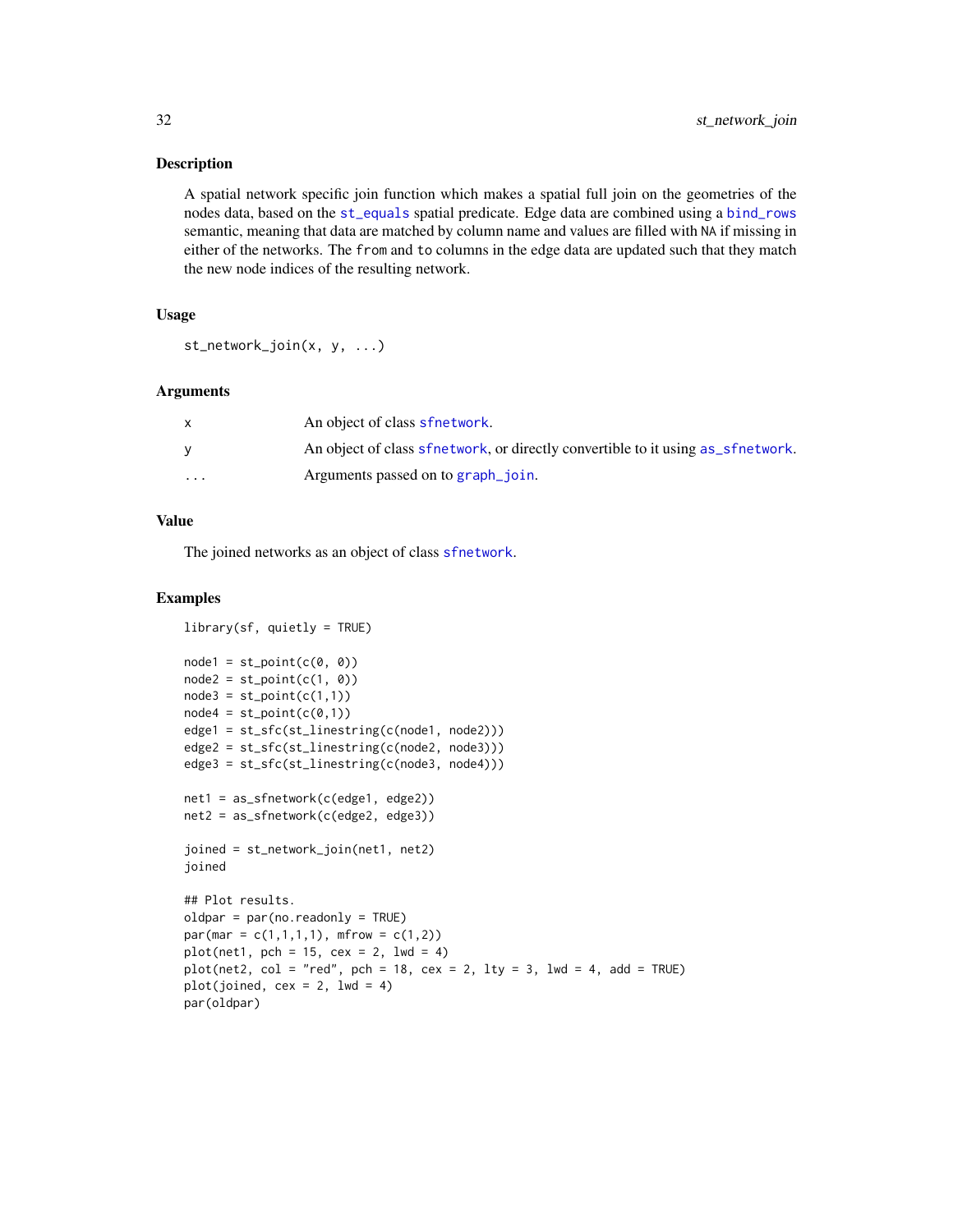## Description

A spatial network specific join function which makes a spatial full join on the geometries of the nodes data, based on the `st_equals` spatial predicate. Edge data are combined using a `bind_rows` semantic, meaning that data are matched by column name and values are filled with `NA` if missing in either of the networks. The `from` and `to` columns in the edge data are updated such that they match the new node indices of the resulting network.

## Usage

```
st_network_join(x, y, ...)
```

## Arguments

| | |
|---|---|
| `x` | An object of class `sfnetwork`. |
| `y` | An object of class `sfnetwork`, or directly convertible to it using `as_sfnetwork`. |
| `...` | Arguments passed on to `graph_join`. |

## Value

The joined networks as an object of class `sfnetwork`.

## Examples

```
library(sf, quietly = TRUE)

node1 = st_point(c(0, 0))
node2 = st_point(c(1, 0))
node3 = st_point(c(1,1))
node4 = st_point(c(0,1))
edge1 = st_sfc(st_linestring(c(node1, node2)))
edge2 = st_sfc(st_linestring(c(node2, node3)))
edge3 = st_sfc(st_linestring(c(node3, node4)))

net1 = as_sfnetwork(c(edge1, edge2))
net2 = as_sfnetwork(c(edge2, edge3))

joined = st_network_join(net1, net2)
joined

## Plot results.
oldpar = par(no.readonly = TRUE)
par(mar = c(1,1,1,1), mfrow = c(1,2))
plot(net1, pch = 15, cex = 2, lwd = 4)
plot(net2, col = "red", pch = 18, cex = 2, lty = 3, lwd = 4, add = TRUE)
plot(joined, cex = 2, lwd = 4)
par(oldpar)
```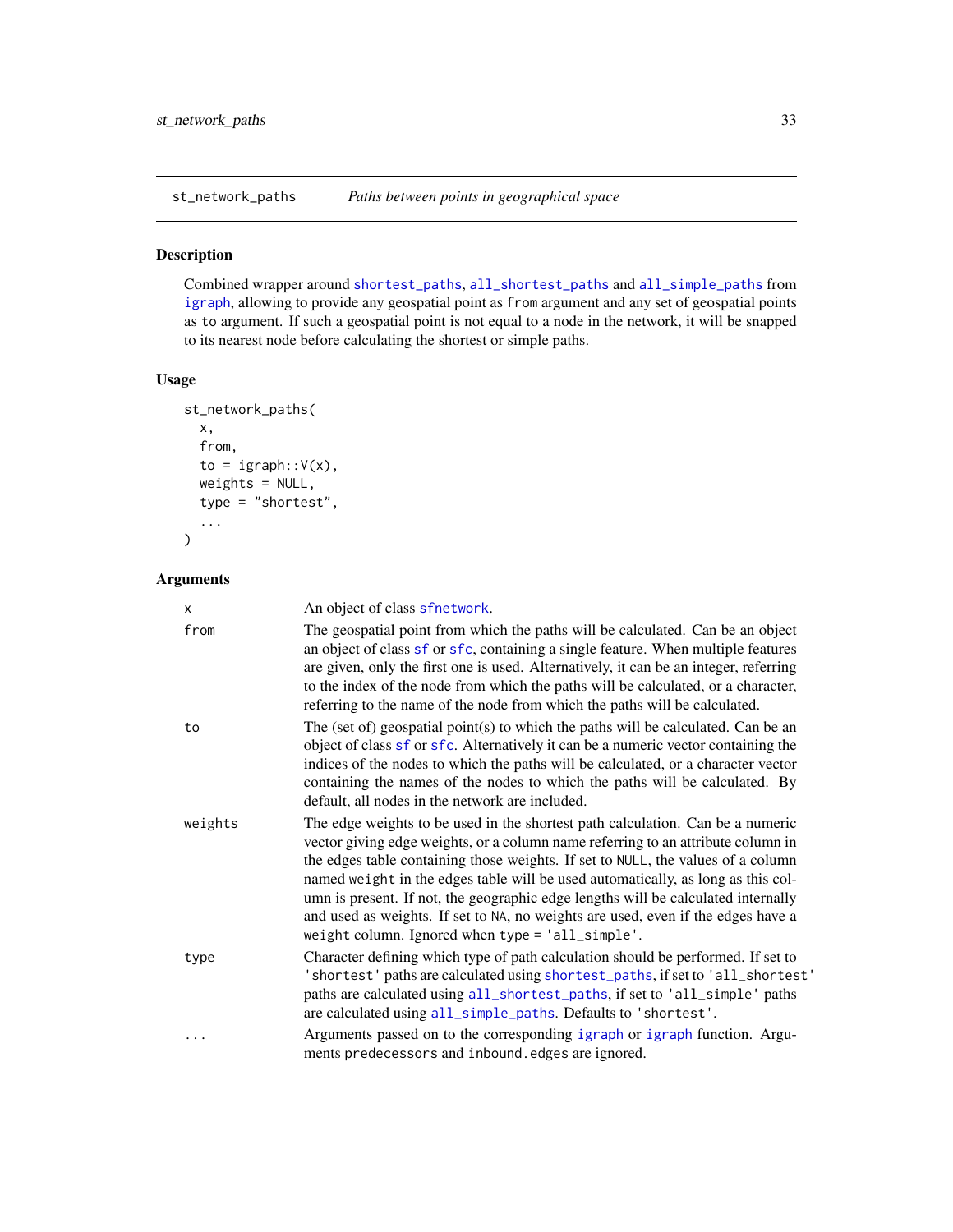## st_network_paths *Paths between points in geographical space*

### Description

Combined wrapper around shortest_paths, all_shortest_paths and all_simple_paths from igraph, allowing to provide any geospatial point as `from` argument and any set of geospatial points as `to` argument. If such a geospatial point is not equal to a node in the network, it will be snapped to its nearest node before calculating the shortest or simple paths.

### Usage

```
st_network_paths(
  x,
  from,
  to = igraph::V(x),
  weights = NULL,
  type = "shortest",
  ...
)
```

### Arguments

| | |
|---|---|
| `x` | An object of class sfnetwork. |
| `from` | The geospatial point from which the paths will be calculated. Can be an object an object of class sf or sfc, containing a single feature. When multiple features are given, only the first one is used. Alternatively, it can be an integer, referring to the index of the node from which the paths will be calculated, or a character, referring to the name of the node from which the paths will be calculated. |
| `to` | The (set of) geospatial point(s) to which the paths will be calculated. Can be an object of class sf or sfc. Alternatively it can be a numeric vector containing the indices of the nodes to which the paths will be calculated, or a character vector containing the names of the nodes to which the paths will be calculated. By default, all nodes in the network are included. |
| `weights` | The edge weights to be used in the shortest path calculation. Can be a numeric vector giving edge weights, or a column name referring to an attribute column in the edges table containing those weights. If set to `NULL`, the values of a column named `weight` in the edges table will be used automatically, as long as this column is present. If not, the geographic edge lengths will be calculated internally and used as weights. If set to `NA`, no weights are used, even if the edges have a `weight` column. Ignored when `type = 'all_simple'`. |
| `type` | Character defining which type of path calculation should be performed. If set to `'shortest'` paths are calculated using shortest_paths, if set to `'all_shortest'` paths are calculated using all_shortest_paths, if set to `'all_simple'` paths are calculated using all_simple_paths. Defaults to `'shortest'`. |
| `...` | Arguments passed on to the corresponding igraph or igraph function. Arguments `predecessors` and `inbound.edges` are ignored. |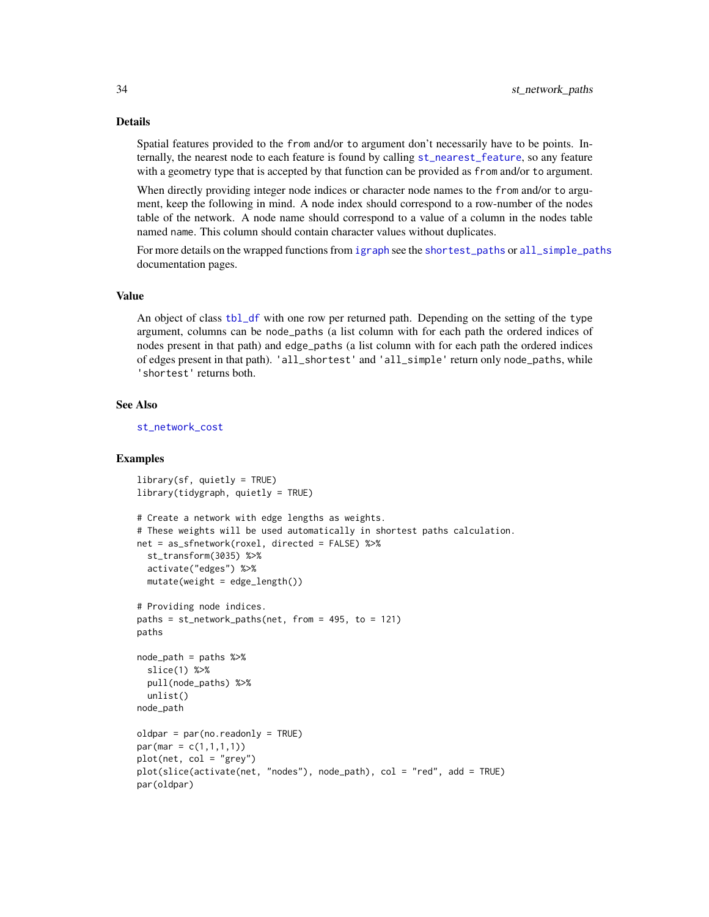## Details

Spatial features provided to the `from` and/or `to` argument don't necessarily have to be points. Internally, the nearest node to each feature is found by calling `st_nearest_feature`, so any feature with a geometry type that is accepted by that function can be provided as `from` and/or `to` argument.

When directly providing integer node indices or character node names to the `from` and/or `to` argument, keep the following in mind. A node index should correspond to a row-number of the nodes table of the network. A node name should correspond to a value of a column in the nodes table named `name`. This column should contain character values without duplicates.

For more details on the wrapped functions from `igraph` see the `shortest_paths` or `all_simple_paths` documentation pages.

## Value

An object of class `tbl_df` with one row per returned path. Depending on the setting of the `type` argument, columns can be `node_paths` (a list column with for each path the ordered indices of nodes present in that path) and `edge_paths` (a list column with for each path the ordered indices of edges present in that path). `'all_shortest'` and `'all_simple'` return only `node_paths`, while `'shortest'` returns both.

## See Also

`st_network_cost`

## Examples

```
library(sf, quietly = TRUE)
library(tidygraph, quietly = TRUE)

# Create a network with edge lengths as weights.
# These weights will be used automatically in shortest paths calculation.
net = as_sfnetwork(roxel, directed = FALSE) %>%
  st_transform(3035) %>%
  activate("edges") %>%
  mutate(weight = edge_length())

# Providing node indices.
paths = st_network_paths(net, from = 495, to = 121)
paths

node_path = paths %>%
  slice(1) %>%
  pull(node_paths) %>%
  unlist()
node_path

oldpar = par(no.readonly = TRUE)
par(mar = c(1,1,1,1))
plot(net, col = "grey")
plot(slice(activate(net, "nodes"), node_path), col = "red", add = TRUE)
par(oldpar)
```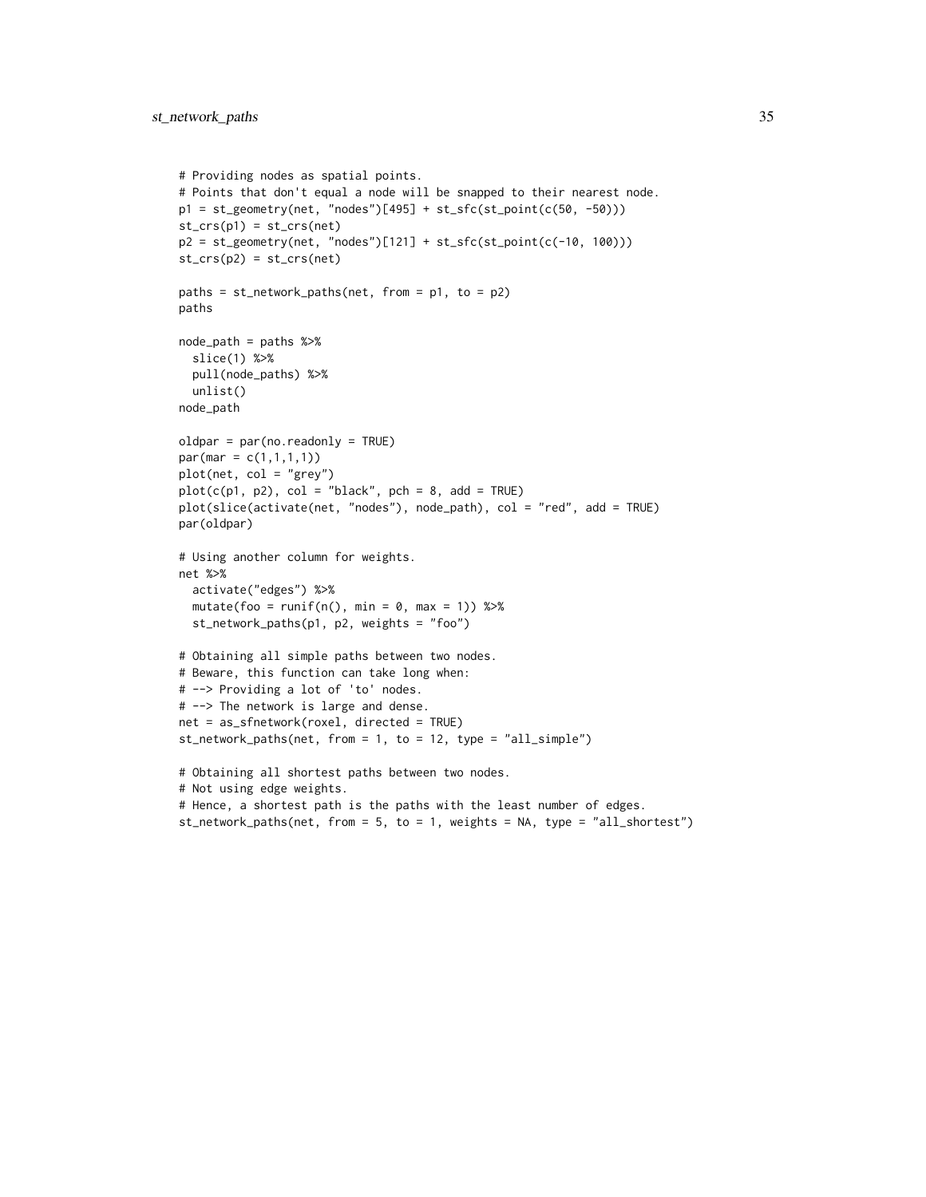```
# Providing nodes as spatial points.
# Points that don't equal a node will be snapped to their nearest node.
p1 = st_geometry(net, "nodes")[495] + st_sfc(st_point(c(50, -50)))
st_crs(p1) = st_crs(net)
p2 = st_geometry(net, "nodes")[121] + st_sfc(st_point(c(-10, 100)))
st_crs(p2) = st_crs(net)

paths = st_network_paths(net, from = p1, to = p2)
paths

node_path = paths %>%
  slice(1) %>%
  pull(node_paths) %>%
  unlist()
node_path

oldpar = par(no.readonly = TRUE)
par(mar = c(1,1,1,1))
plot(net, col = "grey")
plot(c(p1, p2), col = "black", pch = 8, add = TRUE)
plot(slice(activate(net, "nodes"), node_path), col = "red", add = TRUE)
par(oldpar)

# Using another column for weights.
net %>%
  activate("edges") %>%
  mutate(foo = runif(n(), min = 0, max = 1)) %>%
  st_network_paths(p1, p2, weights = "foo")

# Obtaining all simple paths between two nodes.
# Beware, this function can take long when:
# --> Providing a lot of 'to' nodes.
# --> The network is large and dense.
net = as_sfnetwork(roxel, directed = TRUE)
st_network_paths(net, from = 1, to = 12, type = "all_simple")

# Obtaining all shortest paths between two nodes.
# Not using edge weights.
# Hence, a shortest path is the paths with the least number of edges.
st_network_paths(net, from = 5, to = 1, weights = NA, type = "all_shortest")
```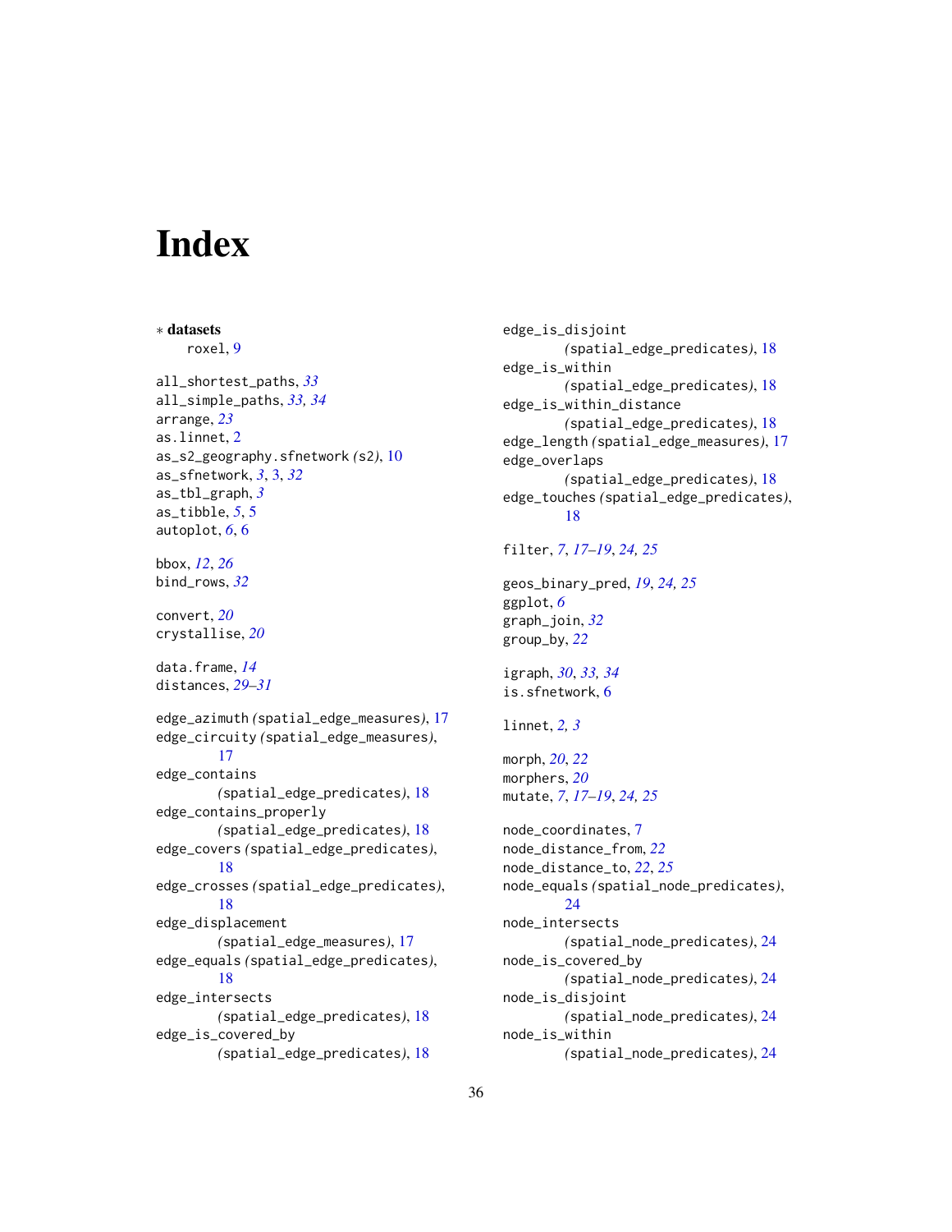# Index

∗ **datasets**
  roxel, 9

all_shortest_paths, *33*
all_simple_paths, *33, 34*
arrange, *23*
as.linnet, 2
as_s2_geography.sfnetwork *(s2)*, 10
as_sfnetwork, *3*, 3, *32*
as_tbl_graph, *3*
as_tibble, *5*, 5
autoplot, *6*, 6

bbox, *12*, *26*
bind_rows, *32*

convert, *20*
crystallise, *20*

data.frame, *14*
distances, *29–31*

edge_azimuth *(spatial_edge_measures)*, 17
edge_circuity *(spatial_edge_measures)*, 17
edge_contains *(spatial_edge_predicates)*, 18
edge_contains_properly *(spatial_edge_predicates)*, 18
edge_covers *(spatial_edge_predicates)*, 18
edge_crosses *(spatial_edge_predicates)*, 18
edge_displacement *(spatial_edge_measures)*, 17
edge_equals *(spatial_edge_predicates)*, 18
edge_intersects *(spatial_edge_predicates)*, 18
edge_is_covered_by *(spatial_edge_predicates)*, 18
edge_is_disjoint *(spatial_edge_predicates)*, 18
edge_is_within *(spatial_edge_predicates)*, 18
edge_is_within_distance *(spatial_edge_predicates)*, 18
edge_length *(spatial_edge_measures)*, 17
edge_overlaps *(spatial_edge_predicates)*, 18
edge_touches *(spatial_edge_predicates)*, 18

filter, *7*, *17–19*, *24, 25*

geos_binary_pred, *19*, *24, 25*
ggplot, *6*
graph_join, *32*
group_by, *22*

igraph, *30*, *33, 34*
is.sfnetwork, 6

linnet, *2, 3*

morph, *20*, *22*
morphers, *20*
mutate, *7*, *17–19*, *24, 25*

node_coordinates, 7
node_distance_from, *22*
node_distance_to, *22*, *25*
node_equals *(spatial_node_predicates)*, 24
node_intersects *(spatial_node_predicates)*, 24
node_is_covered_by *(spatial_node_predicates)*, 24
node_is_disjoint *(spatial_node_predicates)*, 24
node_is_within *(spatial_node_predicates)*, 24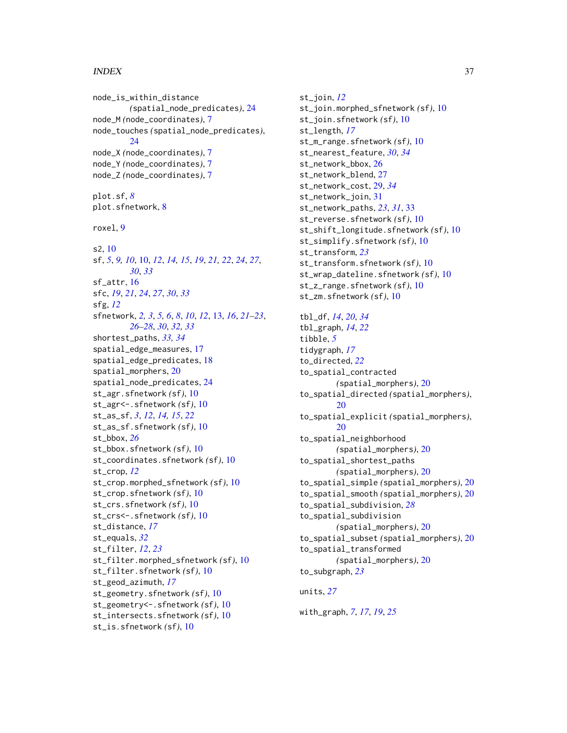node_is_within_distance (spatial_node_predicates), 24
node_M (node_coordinates), 7
node_touches (spatial_node_predicates), 24
node_X (node_coordinates), 7
node_Y (node_coordinates), 7
node_Z (node_coordinates), 7

plot.sf, *8*
plot.sfnetwork, 8

roxel, 9

s2, 10
sf, *5*, *9, 10*, 10, *12*, *14, 15*, *19*, *21, 22*, *24*, *27*, *30*, *33*
sf_attr, 16
sfc, *19*, *21*, *24*, *27*, *30*, *33*
sfg, *12*
sfnetwork, *2, 3*, *5, 6*, *8*, *10*, *12*, 13, *16*, *21–23*, *26–28*, *30*, *32, 33*
shortest_paths, *33, 34*
spatial_edge_measures, 17
spatial_edge_predicates, 18
spatial_morphers, 20
spatial_node_predicates, 24
st_agr.sfnetwork (sf), 10
st_agr<-.sfnetwork (sf), 10
st_as_sf, *3*, *12*, *14, 15*, *22*
st_as_sf.sfnetwork (sf), 10
st_bbox, *26*
st_bbox.sfnetwork (sf), 10
st_coordinates.sfnetwork (sf), 10
st_crop, *12*
st_crop.morphed_sfnetwork (sf), 10
st_crop.sfnetwork (sf), 10
st_crs.sfnetwork (sf), 10
st_crs<-.sfnetwork (sf), 10
st_distance, *17*
st_equals, *32*
st_filter, *12*, *23*
st_filter.morphed_sfnetwork (sf), 10
st_filter.sfnetwork (sf), 10
st_geod_azimuth, *17*
st_geometry.sfnetwork (sf), 10
st_geometry<-.sfnetwork (sf), 10
st_intersects.sfnetwork (sf), 10
st_is.sfnetwork (sf), 10
st_join, *12*
st_join.morphed_sfnetwork (sf), 10
st_join.sfnetwork (sf), 10
st_length, *17*
st_m_range.sfnetwork (sf), 10
st_nearest_feature, *30*, *34*
st_network_bbox, 26
st_network_blend, 27
st_network_cost, 29, *34*
st_network_join, 31
st_network_paths, *23*, *31*, 33
st_reverse.sfnetwork (sf), 10
st_shift_longitude.sfnetwork (sf), 10
st_simplify.sfnetwork (sf), 10
st_transform, *23*
st_transform.sfnetwork (sf), 10
st_wrap_dateline.sfnetwork (sf), 10
st_z_range.sfnetwork (sf), 10
st_zm.sfnetwork (sf), 10

tbl_df, *14*, *20*, *34*
tbl_graph, *14*, *22*
tibble, *5*
tidygraph, *17*
to_directed, *22*
to_spatial_contracted (spatial_morphers), 20
to_spatial_directed (spatial_morphers), 20
to_spatial_explicit (spatial_morphers), 20
to_spatial_neighborhood (spatial_morphers), 20
to_spatial_shortest_paths (spatial_morphers), 20
to_spatial_simple (spatial_morphers), 20
to_spatial_smooth (spatial_morphers), 20
to_spatial_subdivision, *28*
to_spatial_subdivision (spatial_morphers), 20
to_spatial_subset (spatial_morphers), 20
to_spatial_transformed (spatial_morphers), 20
to_subgraph, *23*

units, *27*

with_graph, *7*, *17*, *19*, *25*